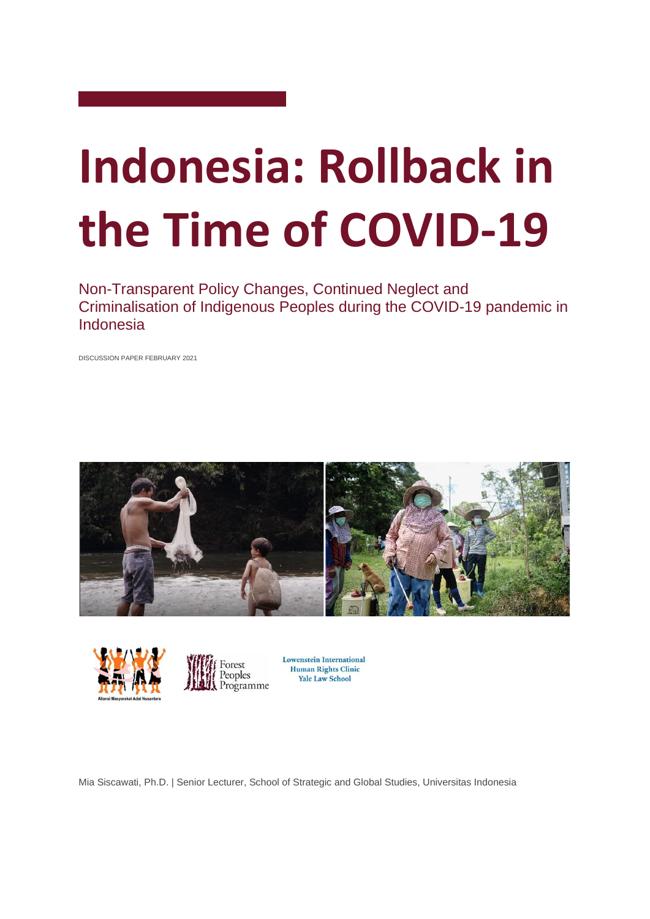# Indonesia: Rollback in the Time of COVID-19

Non-Transparent Policy Changes, Continued Neglect and Criminalisation of Indigenous Peoples during the COVID-19 pandemic in Indonesia

DISCUSSION PAPER FEBRUARY 2021

Aliansi Masyarakat Adat Nusantara

Forest Peoples Programme

Lowenstein International Human Rights Clinic
Yale Law School

Mia Siscawati, Ph.D. | Senior Lecturer, School of Strategic and Global Studies, Universitas Indonesia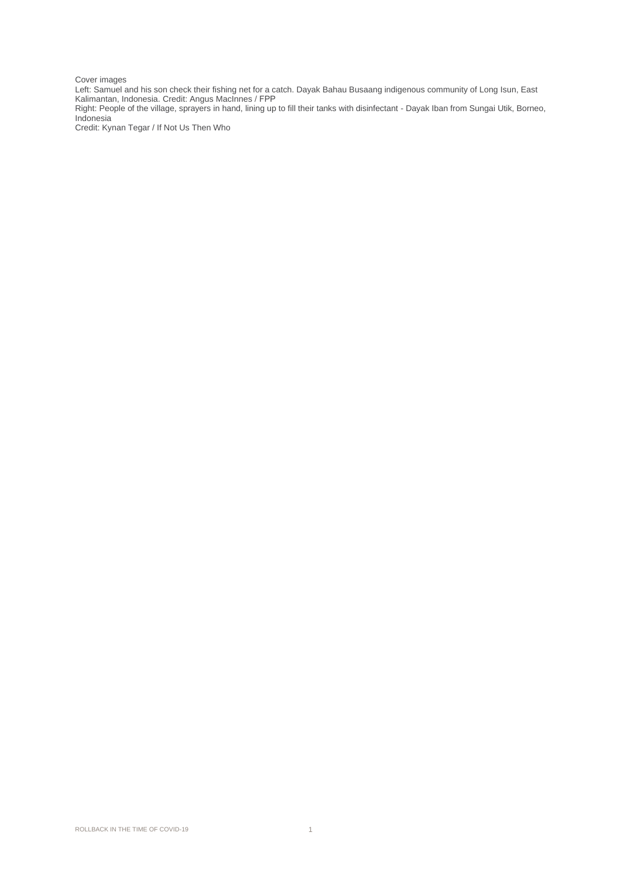Cover images

Left: Samuel and his son check their fishing net for a catch. Dayak Bahau Busaang indigenous community of Long Isun, East Kalimantan, Indonesia. Credit: Angus MacInnes / FPP

Right: People of the village, sprayers in hand, lining up to fill their tanks with disinfectant - Dayak Iban from Sungai Utik, Borneo, Indonesia

Credit: Kynan Tegar / If Not Us Then Who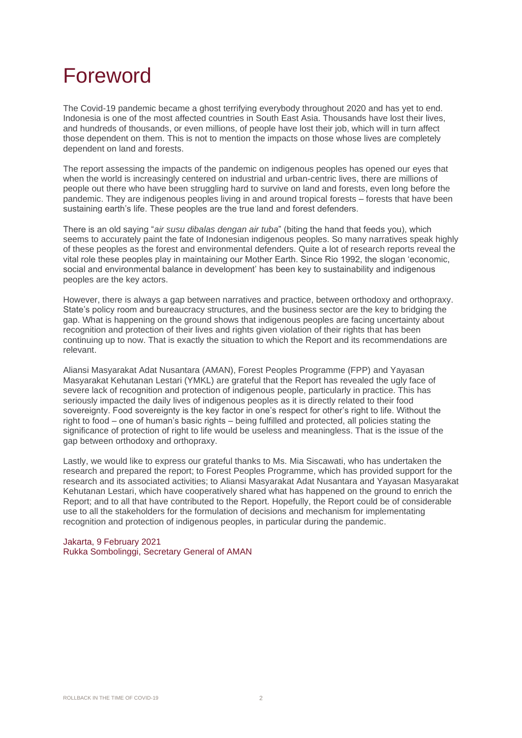# Foreword

The Covid-19 pandemic became a ghost terrifying everybody throughout 2020 and has yet to end. Indonesia is one of the most affected countries in South East Asia. Thousands have lost their lives, and hundreds of thousands, or even millions, of people have lost their job, which will in turn affect those dependent on them. This is not to mention the impacts on those whose lives are completely dependent on land and forests.

The report assessing the impacts of the pandemic on indigenous peoples has opened our eyes that when the world is increasingly centered on industrial and urban-centric lives, there are millions of people out there who have been struggling hard to survive on land and forests, even long before the pandemic. They are indigenous peoples living in and around tropical forests – forests that have been sustaining earth's life. These peoples are the true land and forest defenders.

There is an old saying "*air susu dibalas dengan air tuba*" (biting the hand that feeds you), which seems to accurately paint the fate of Indonesian indigenous peoples. So many narratives speak highly of these peoples as the forest and environmental defenders. Quite a lot of research reports reveal the vital role these peoples play in maintaining our Mother Earth. Since Rio 1992, the slogan 'economic, social and environmental balance in development' has been key to sustainability and indigenous peoples are the key actors.

However, there is always a gap between narratives and practice, between orthodoxy and orthopraxy. State's policy room and bureaucracy structures, and the business sector are the key to bridging the gap. What is happening on the ground shows that indigenous peoples are facing uncertainty about recognition and protection of their lives and rights given violation of their rights that has been continuing up to now. That is exactly the situation to which the Report and its recommendations are relevant.

Aliansi Masyarakat Adat Nusantara (AMAN), Forest Peoples Programme (FPP) and Yayasan Masyarakat Kehutanan Lestari (YMKL) are grateful that the Report has revealed the ugly face of severe lack of recognition and protection of indigenous people, particularly in practice. This has seriously impacted the daily lives of indigenous peoples as it is directly related to their food sovereignty. Food sovereignty is the key factor in one's respect for other's right to life. Without the right to food – one of human's basic rights – being fulfilled and protected, all policies stating the significance of protection of right to life would be useless and meaningless. That is the issue of the gap between orthodoxy and orthopraxy.

Lastly, we would like to express our grateful thanks to Ms. Mia Siscawati, who has undertaken the research and prepared the report; to Forest Peoples Programme, which has provided support for the research and its associated activities; to Aliansi Masyarakat Adat Nusantara and Yayasan Masyarakat Kehutanan Lestari, which have cooperatively shared what has happened on the ground to enrich the Report; and to all that have contributed to the Report. Hopefully, the Report could be of considerable use to all the stakeholders for the formulation of decisions and mechanism for implementating recognition and protection of indigenous peoples, in particular during the pandemic.

Jakarta, 9 February 2021
Rukka Sombolinggi, Secretary General of AMAN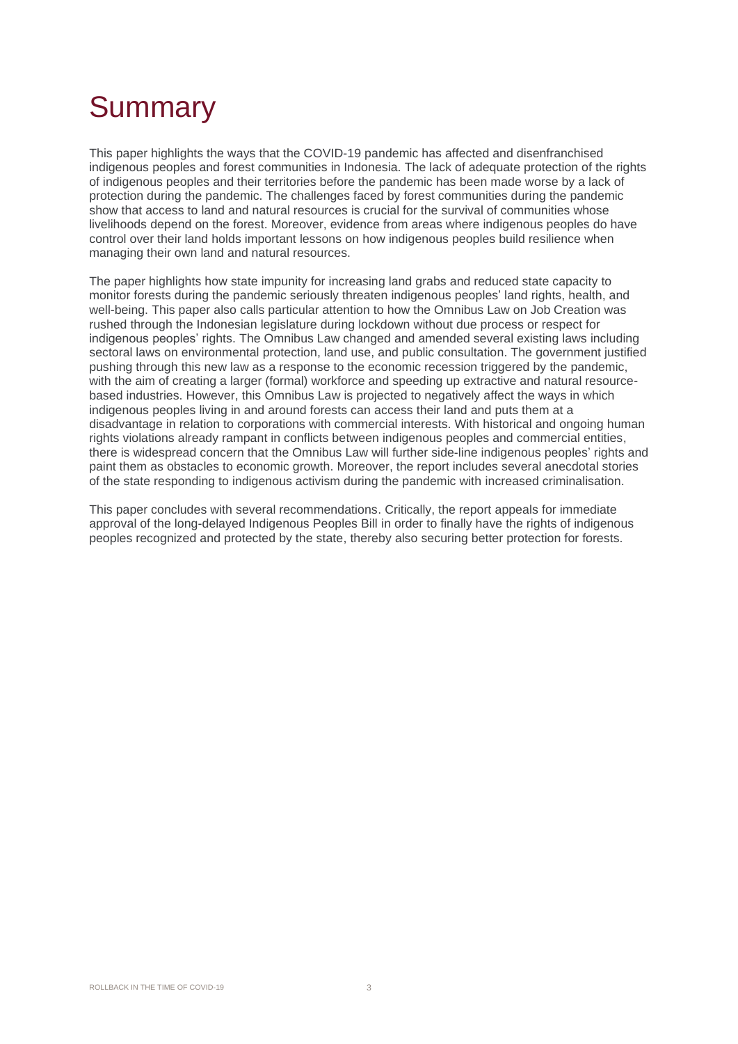# Summary

This paper highlights the ways that the COVID-19 pandemic has affected and disenfranchised indigenous peoples and forest communities in Indonesia. The lack of adequate protection of the rights of indigenous peoples and their territories before the pandemic has been made worse by a lack of protection during the pandemic. The challenges faced by forest communities during the pandemic show that access to land and natural resources is crucial for the survival of communities whose livelihoods depend on the forest. Moreover, evidence from areas where indigenous peoples do have control over their land holds important lessons on how indigenous peoples build resilience when managing their own land and natural resources.

The paper highlights how state impunity for increasing land grabs and reduced state capacity to monitor forests during the pandemic seriously threaten indigenous peoples' land rights, health, and well-being. This paper also calls particular attention to how the Omnibus Law on Job Creation was rushed through the Indonesian legislature during lockdown without due process or respect for indigenous peoples' rights. The Omnibus Law changed and amended several existing laws including sectoral laws on environmental protection, land use, and public consultation. The government justified pushing through this new law as a response to the economic recession triggered by the pandemic, with the aim of creating a larger (formal) workforce and speeding up extractive and natural resource-based industries. However, this Omnibus Law is projected to negatively affect the ways in which indigenous peoples living in and around forests can access their land and puts them at a disadvantage in relation to corporations with commercial interests. With historical and ongoing human rights violations already rampant in conflicts between indigenous peoples and commercial entities, there is widespread concern that the Omnibus Law will further side-line indigenous peoples' rights and paint them as obstacles to economic growth. Moreover, the report includes several anecdotal stories of the state responding to indigenous activism during the pandemic with increased criminalisation.

This paper concludes with several recommendations. Critically, the report appeals for immediate approval of the long-delayed Indigenous Peoples Bill in order to finally have the rights of indigenous peoples recognized and protected by the state, thereby also securing better protection for forests.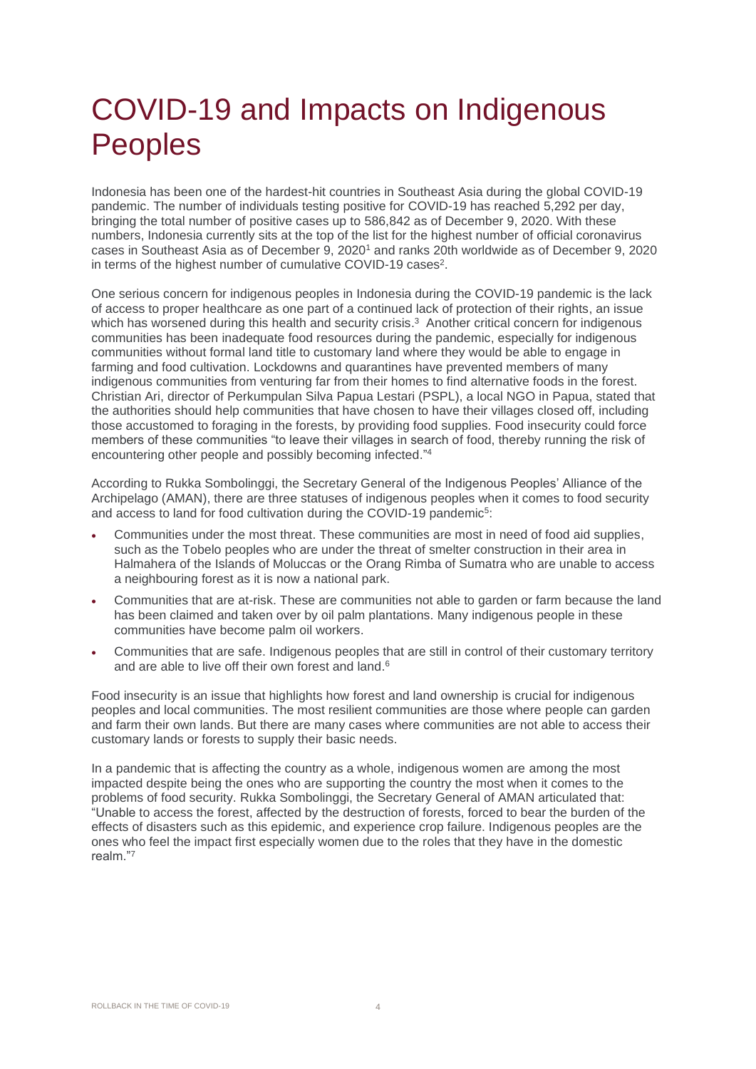# COVID-19 and Impacts on Indigenous Peoples

Indonesia has been one of the hardest-hit countries in Southeast Asia during the global COVID-19 pandemic. The number of individuals testing positive for COVID-19 has reached 5,292 per day, bringing the total number of positive cases up to 586,842 as of December 9, 2020. With these numbers, Indonesia currently sits at the top of the list for the highest number of official coronavirus cases in Southeast Asia as of December 9, 2020[1] and ranks 20th worldwide as of December 9, 2020 in terms of the highest number of cumulative COVID-19 cases[2].

One serious concern for indigenous peoples in Indonesia during the COVID-19 pandemic is the lack of access to proper healthcare as one part of a continued lack of protection of their rights, an issue which has worsened during this health and security crisis.[3] Another critical concern for indigenous communities has been inadequate food resources during the pandemic, especially for indigenous communities without formal land title to customary land where they would be able to engage in farming and food cultivation. Lockdowns and quarantines have prevented members of many indigenous communities from venturing far from their homes to find alternative foods in the forest. Christian Ari, director of Perkumpulan Silva Papua Lestari (PSPL), a local NGO in Papua, stated that the authorities should help communities that have chosen to have their villages closed off, including those accustomed to foraging in the forests, by providing food supplies. Food insecurity could force members of these communities "to leave their villages in search of food, thereby running the risk of encountering other people and possibly becoming infected."[4]

According to Rukka Sombolinggi, the Secretary General of the Indigenous Peoples' Alliance of the Archipelago (AMAN), there are three statuses of indigenous peoples when it comes to food security and access to land for food cultivation during the COVID-19 pandemic[5]:

- Communities under the most threat. These communities are most in need of food aid supplies, such as the Tobelo peoples who are under the threat of smelter construction in their area in Halmahera of the Islands of Moluccas or the Orang Rimba of Sumatra who are unable to access a neighbouring forest as it is now a national park.
- Communities that are at-risk. These are communities not able to garden or farm because the land has been claimed and taken over by oil palm plantations. Many indigenous people in these communities have become palm oil workers.
- Communities that are safe. Indigenous peoples that are still in control of their customary territory and are able to live off their own forest and land.[6]

Food insecurity is an issue that highlights how forest and land ownership is crucial for indigenous peoples and local communities. The most resilient communities are those where people can garden and farm their own lands. But there are many cases where communities are not able to access their customary lands or forests to supply their basic needs.

In a pandemic that is affecting the country as a whole, indigenous women are among the most impacted despite being the ones who are supporting the country the most when it comes to the problems of food security. Rukka Sombolinggi, the Secretary General of AMAN articulated that: "Unable to access the forest, affected by the destruction of forests, forced to bear the burden of the effects of disasters such as this epidemic, and experience crop failure. Indigenous peoples are the ones who feel the impact first especially women due to the roles that they have in the domestic realm."[7]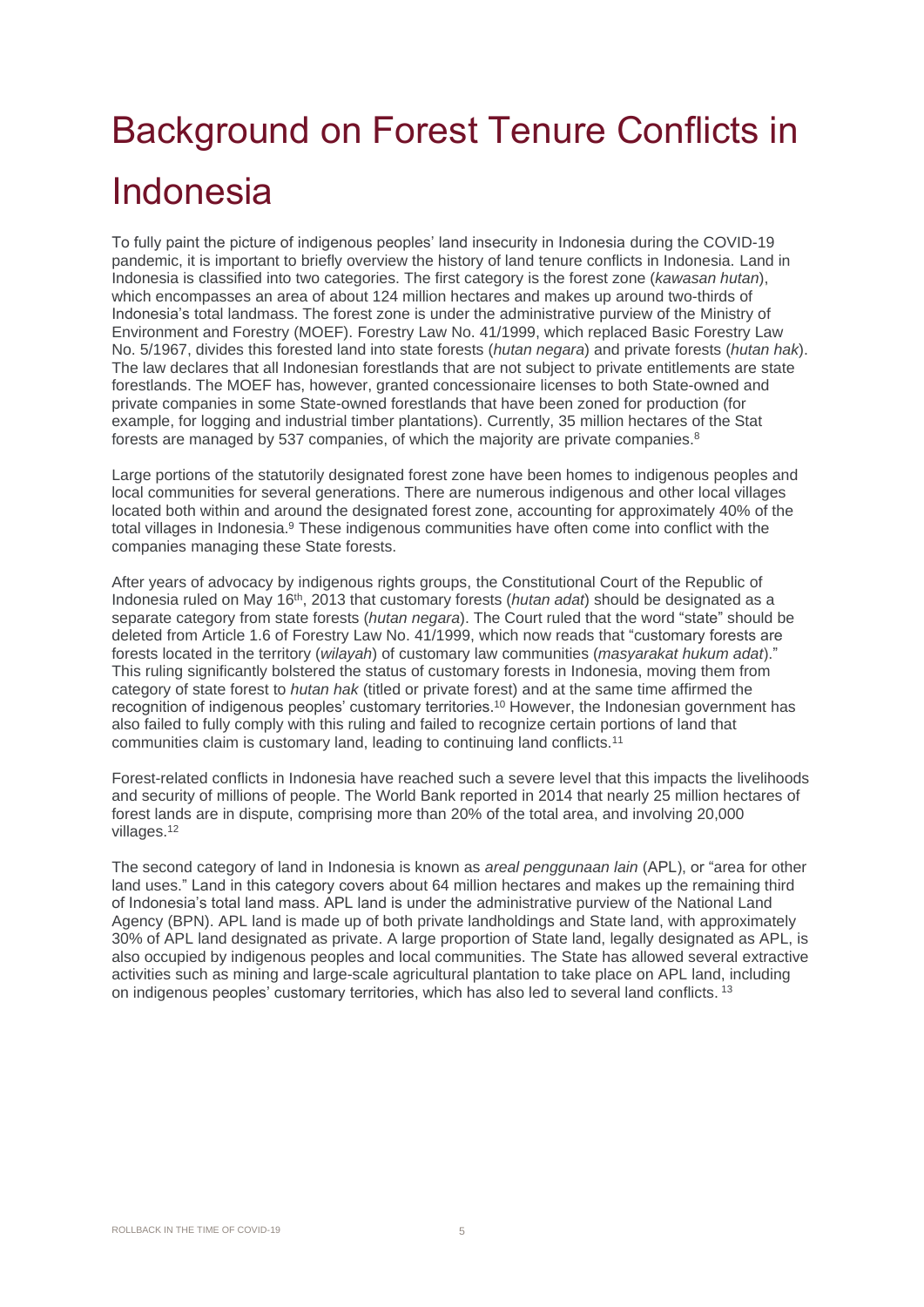# Background on Forest Tenure Conflicts in Indonesia

To fully paint the picture of indigenous peoples' land insecurity in Indonesia during the COVID-19 pandemic, it is important to briefly overview the history of land tenure conflicts in Indonesia. Land in Indonesia is classified into two categories. The first category is the forest zone (*kawasan hutan*), which encompasses an area of about 124 million hectares and makes up around two-thirds of Indonesia's total landmass. The forest zone is under the administrative purview of the Ministry of Environment and Forestry (MOEF). Forestry Law No. 41/1999, which replaced Basic Forestry Law No. 5/1967, divides this forested land into state forests (*hutan negara*) and private forests (*hutan hak*). The law declares that all Indonesian forestlands that are not subject to private entitlements are state forestlands. The MOEF has, however, granted concessionaire licenses to both State-owned and private companies in some State-owned forestlands that have been zoned for production (for example, for logging and industrial timber plantations). Currently, 35 million hectares of the Stat forests are managed by 537 companies, of which the majority are private companies.[8]

Large portions of the statutorily designated forest zone have been homes to indigenous peoples and local communities for several generations. There are numerous indigenous and other local villages located both within and around the designated forest zone, accounting for approximately 40% of the total villages in Indonesia.[9] These indigenous communities have often come into conflict with the companies managing these State forests.

After years of advocacy by indigenous rights groups, the Constitutional Court of the Republic of Indonesia ruled on May 16th, 2013 that customary forests (*hutan adat*) should be designated as a separate category from state forests (*hutan negara*). The Court ruled that the word "state" should be deleted from Article 1.6 of Forestry Law No. 41/1999, which now reads that "customary forests are forests located in the territory (*wilayah*) of customary law communities (*masyarakat hukum adat*)." This ruling significantly bolstered the status of customary forests in Indonesia, moving them from category of state forest to *hutan hak* (titled or private forest) and at the same time affirmed the recognition of indigenous peoples' customary territories.[10] However, the Indonesian government has also failed to fully comply with this ruling and failed to recognize certain portions of land that communities claim is customary land, leading to continuing land conflicts.[11]

Forest-related conflicts in Indonesia have reached such a severe level that this impacts the livelihoods and security of millions of people. The World Bank reported in 2014 that nearly 25 million hectares of forest lands are in dispute, comprising more than 20% of the total area, and involving 20,000 villages.[12]

The second category of land in Indonesia is known as *areal penggunaan lain* (APL), or "area for other land uses." Land in this category covers about 64 million hectares and makes up the remaining third of Indonesia's total land mass. APL land is under the administrative purview of the National Land Agency (BPN). APL land is made up of both private landholdings and State land, with approximately 30% of APL land designated as private. A large proportion of State land, legally designated as APL, is also occupied by indigenous peoples and local communities. The State has allowed several extractive activities such as mining and large-scale agricultural plantation to take place on APL land, including on indigenous peoples' customary territories, which has also led to several land conflicts.[13]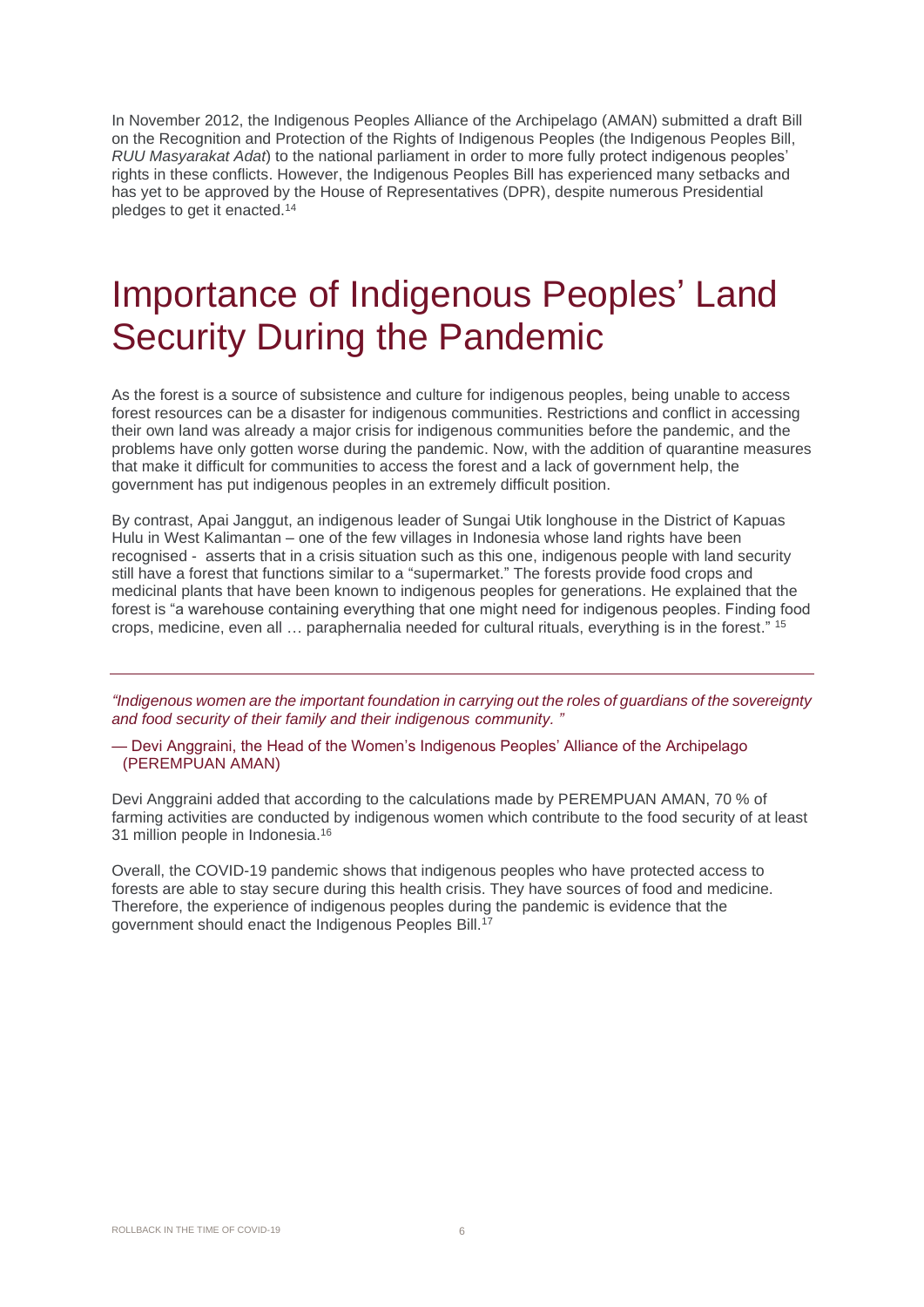In November 2012, the Indigenous Peoples Alliance of the Archipelago (AMAN) submitted a draft Bill on the Recognition and Protection of the Rights of Indigenous Peoples (the Indigenous Peoples Bill, *RUU Masyarakat Adat*) to the national parliament in order to more fully protect indigenous peoples' rights in these conflicts. However, the Indigenous Peoples Bill has experienced many setbacks and has yet to be approved by the House of Representatives (DPR), despite numerous Presidential pledges to get it enacted.[14]

# Importance of Indigenous Peoples' Land Security During the Pandemic

As the forest is a source of subsistence and culture for indigenous peoples, being unable to access forest resources can be a disaster for indigenous communities. Restrictions and conflict in accessing their own land was already a major crisis for indigenous communities before the pandemic, and the problems have only gotten worse during the pandemic. Now, with the addition of quarantine measures that make it difficult for communities to access the forest and a lack of government help, the government has put indigenous peoples in an extremely difficult position.

By contrast, Apai Janggut, an indigenous leader of Sungai Utik longhouse in the District of Kapuas Hulu in West Kalimantan – one of the few villages in Indonesia whose land rights have been recognised - asserts that in a crisis situation such as this one, indigenous people with land security still have a forest that functions similar to a "supermarket." The forests provide food crops and medicinal plants that have been known to indigenous peoples for generations. He explained that the forest is "a warehouse containing everything that one might need for indigenous peoples. Finding food crops, medicine, even all … paraphernalia needed for cultural rituals, everything is in the forest."[15]

---

*"Indigenous women are the important foundation in carrying out the roles of guardians of the sovereignty and food security of their family and their indigenous community. "*

— Devi Anggraini, the Head of the Women's Indigenous Peoples' Alliance of the Archipelago (PEREMPUAN AMAN)

Devi Anggraini added that according to the calculations made by PEREMPUAN AMAN, 70 % of farming activities are conducted by indigenous women which contribute to the food security of at least 31 million people in Indonesia.[16]

Overall, the COVID-19 pandemic shows that indigenous peoples who have protected access to forests are able to stay secure during this health crisis. They have sources of food and medicine. Therefore, the experience of indigenous peoples during the pandemic is evidence that the government should enact the Indigenous Peoples Bill.[17]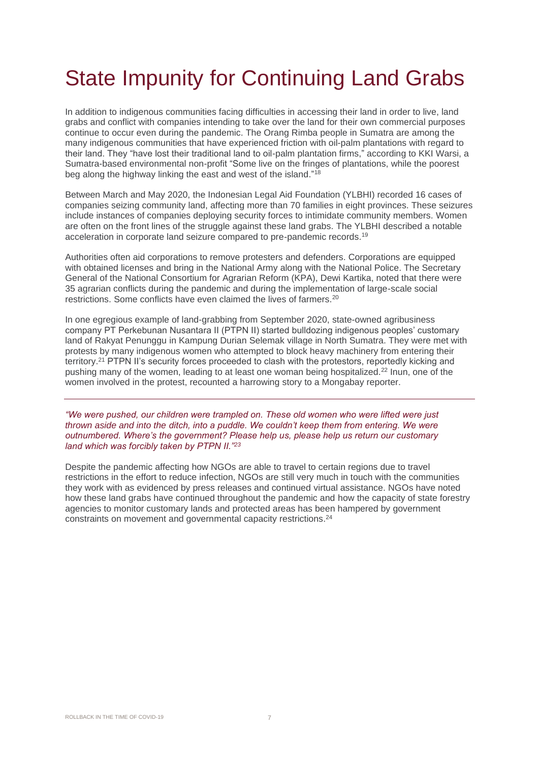# State Impunity for Continuing Land Grabs

In addition to indigenous communities facing difficulties in accessing their land in order to live, land grabs and conflict with companies intending to take over the land for their own commercial purposes continue to occur even during the pandemic. The Orang Rimba people in Sumatra are among the many indigenous communities that have experienced friction with oil-palm plantations with regard to their land. They "have lost their traditional land to oil-palm plantation firms," according to KKI Warsi, a Sumatra-based environmental non-profit "Some live on the fringes of plantations, while the poorest beg along the highway linking the east and west of the island."[18]

Between March and May 2020, the Indonesian Legal Aid Foundation (YLBHI) recorded 16 cases of companies seizing community land, affecting more than 70 families in eight provinces. These seizures include instances of companies deploying security forces to intimidate community members. Women are often on the front lines of the struggle against these land grabs. The YLBHI described a notable acceleration in corporate land seizure compared to pre-pandemic records.[19]

Authorities often aid corporations to remove protesters and defenders. Corporations are equipped with obtained licenses and bring in the National Army along with the National Police. The Secretary General of the National Consortium for Agrarian Reform (KPA), Dewi Kartika, noted that there were 35 agrarian conflicts during the pandemic and during the implementation of large-scale social restrictions. Some conflicts have even claimed the lives of farmers.[20]

In one egregious example of land-grabbing from September 2020, state-owned agribusiness company PT Perkebunan Nusantara II (PTPN II) started bulldozing indigenous peoples' customary land of Rakyat Penunggu in Kampung Durian Selemak village in North Sumatra. They were met with protests by many indigenous women who attempted to block heavy machinery from entering their territory.[21] PTPN II's security forces proceeded to clash with the protestors, reportedly kicking and pushing many of the women, leading to at least one woman being hospitalized.[22] Inun, one of the women involved in the protest, recounted a harrowing story to a Mongabay reporter.

---

*"We were pushed, our children were trampled on. These old women who were lifted were just thrown aside and into the ditch, into a puddle. We couldn't keep them from entering. We were outnumbered. Where's the government? Please help us, please help us return our customary land which was forcibly taken by PTPN II."*[23]

Despite the pandemic affecting how NGOs are able to travel to certain regions due to travel restrictions in the effort to reduce infection, NGOs are still very much in touch with the communities they work with as evidenced by press releases and continued virtual assistance. NGOs have noted how these land grabs have continued throughout the pandemic and how the capacity of state forestry agencies to monitor customary lands and protected areas has been hampered by government constraints on movement and governmental capacity restrictions.[24]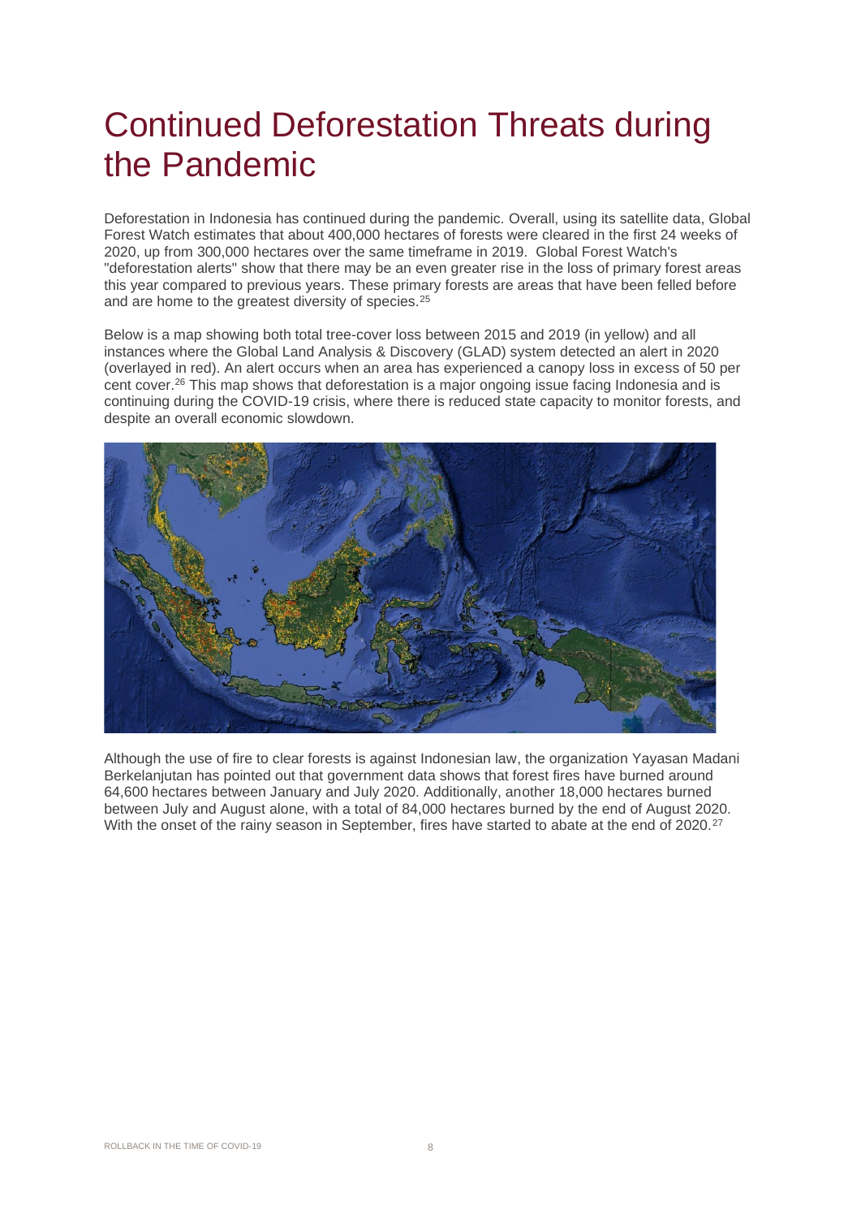# Continued Deforestation Threats during the Pandemic

Deforestation in Indonesia has continued during the pandemic. Overall, using its satellite data, Global Forest Watch estimates that about 400,000 hectares of forests were cleared in the first 24 weeks of 2020, up from 300,000 hectares over the same timeframe in 2019. Global Forest Watch's "deforestation alerts" show that there may be an even greater rise in the loss of primary forest areas this year compared to previous years. These primary forests are areas that have been felled before and are home to the greatest diversity of species.[25]

Below is a map showing both total tree-cover loss between 2015 and 2019 (in yellow) and all instances where the Global Land Analysis & Discovery (GLAD) system detected an alert in 2020 (overlayed in red). An alert occurs when an area has experienced a canopy loss in excess of 50 per cent cover.[26] This map shows that deforestation is a major ongoing issue facing Indonesia and is continuing during the COVID-19 crisis, where there is reduced state capacity to monitor forests, and despite an overall economic slowdown.

Although the use of fire to clear forests is against Indonesian law, the organization Yayasan Madani Berkelanjutan has pointed out that government data shows that forest fires have burned around 64,600 hectares between January and July 2020. Additionally, another 18,000 hectares burned between July and August alone, with a total of 84,000 hectares burned by the end of August 2020. With the onset of the rainy season in September, fires have started to abate at the end of 2020.[27]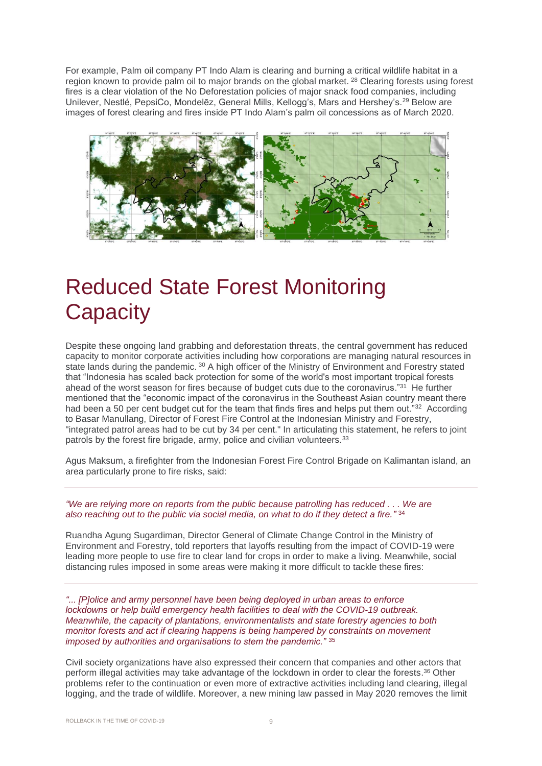For example, Palm oil company PT Indo Alam is clearing and burning a critical wildlife habitat in a region known to provide palm oil to major brands on the global market. [28] Clearing forests using forest fires is a clear violation of the No Deforestation policies of major snack food companies, including Unilever, Nestlé, PepsiCo, Mondelēz, General Mills, Kellogg's, Mars and Hershey's.[29] Below are images of forest clearing and fires inside PT Indo Alam's palm oil concessions as of March 2020.

# Reduced State Forest Monitoring Capacity

Despite these ongoing land grabbing and deforestation threats, the central government has reduced capacity to monitor corporate activities including how corporations are managing natural resources in state lands during the pandemic. [30] A high officer of the Ministry of Environment and Forestry stated that "Indonesia has scaled back protection for some of the world's most important tropical forests ahead of the worst season for fires because of budget cuts due to the coronavirus."[31] He further mentioned that the "economic impact of the coronavirus in the Southeast Asian country meant there had been a 50 per cent budget cut for the team that finds fires and helps put them out."[32] According to Basar Manullang, Director of Forest Fire Control at the Indonesian Ministry and Forestry, "integrated patrol areas had to be cut by 34 per cent." In articulating this statement, he refers to joint patrols by the forest fire brigade, army, police and civilian volunteers.[33]

Agus Maksum, a firefighter from the Indonesian Forest Fire Control Brigade on Kalimantan island, an area particularly prone to fire risks, said:

*"We are relying more on reports from the public because patrolling has reduced . . . We are also reaching out to the public via social media, on what to do if they detect a fire."* [34]

Ruandha Agung Sugardiman, Director General of Climate Change Control in the Ministry of Environment and Forestry, told reporters that layoffs resulting from the impact of COVID-19 were leading more people to use fire to clear land for crops in order to make a living. Meanwhile, social distancing rules imposed in some areas were making it more difficult to tackle these fires:

*"... [P]olice and army personnel have been being deployed in urban areas to enforce lockdowns or help build emergency health facilities to deal with the COVID-19 outbreak. Meanwhile, the capacity of plantations, environmentalists and state forestry agencies to both monitor forests and act if clearing happens is being hampered by constraints on movement imposed by authorities and organisations to stem the pandemic."* [35]

Civil society organizations have also expressed their concern that companies and other actors that perform illegal activities may take advantage of the lockdown in order to clear the forests.[36] Other problems refer to the continuation or even more of extractive activities including land clearing, illegal logging, and the trade of wildlife. Moreover, a new mining law passed in May 2020 removes the limit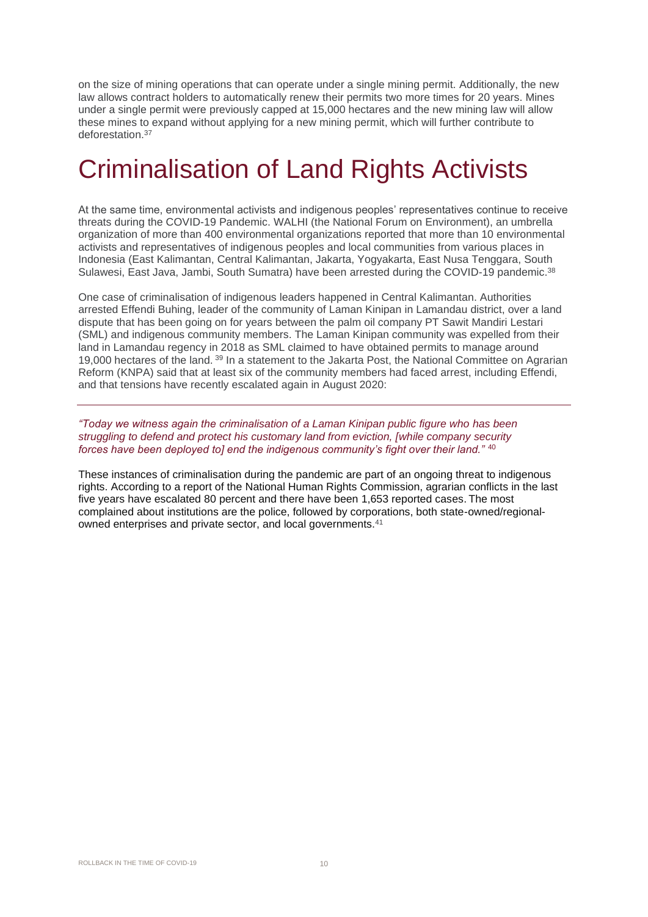on the size of mining operations that can operate under a single mining permit. Additionally, the new law allows contract holders to automatically renew their permits two more times for 20 years. Mines under a single permit were previously capped at 15,000 hectares and the new mining law will allow these mines to expand without applying for a new mining permit, which will further contribute to deforestation.[37]

# Criminalisation of Land Rights Activists

At the same time, environmental activists and indigenous peoples' representatives continue to receive threats during the COVID-19 Pandemic. WALHI (the National Forum on Environment), an umbrella organization of more than 400 environmental organizations reported that more than 10 environmental activists and representatives of indigenous peoples and local communities from various places in Indonesia (East Kalimantan, Central Kalimantan, Jakarta, Yogyakarta, East Nusa Tenggara, South Sulawesi, East Java, Jambi, South Sumatra) have been arrested during the COVID-19 pandemic.[38]

One case of criminalisation of indigenous leaders happened in Central Kalimantan. Authorities arrested Effendi Buhing, leader of the community of Laman Kinipan in Lamandau district, over a land dispute that has been going on for years between the palm oil company PT Sawit Mandiri Lestari (SML) and indigenous community members. The Laman Kinipan community was expelled from their land in Lamandau regency in 2018 as SML claimed to have obtained permits to manage around 19,000 hectares of the land.[39] In a statement to the Jakarta Post, the National Committee on Agrarian Reform (KNPA) said that at least six of the community members had faced arrest, including Effendi, and that tensions have recently escalated again in August 2020:

> *"Today we witness again the criminalisation of a Laman Kinipan public figure who has been struggling to defend and protect his customary land from eviction, [while company security forces have been deployed to] end the indigenous community's fight over their land."* [40]

These instances of criminalisation during the pandemic are part of an ongoing threat to indigenous rights. According to a report of the National Human Rights Commission, agrarian conflicts in the last five years have escalated 80 percent and there have been 1,653 reported cases. The most complained about institutions are the police, followed by corporations, both state-owned/regional-owned enterprises and private sector, and local governments.[41]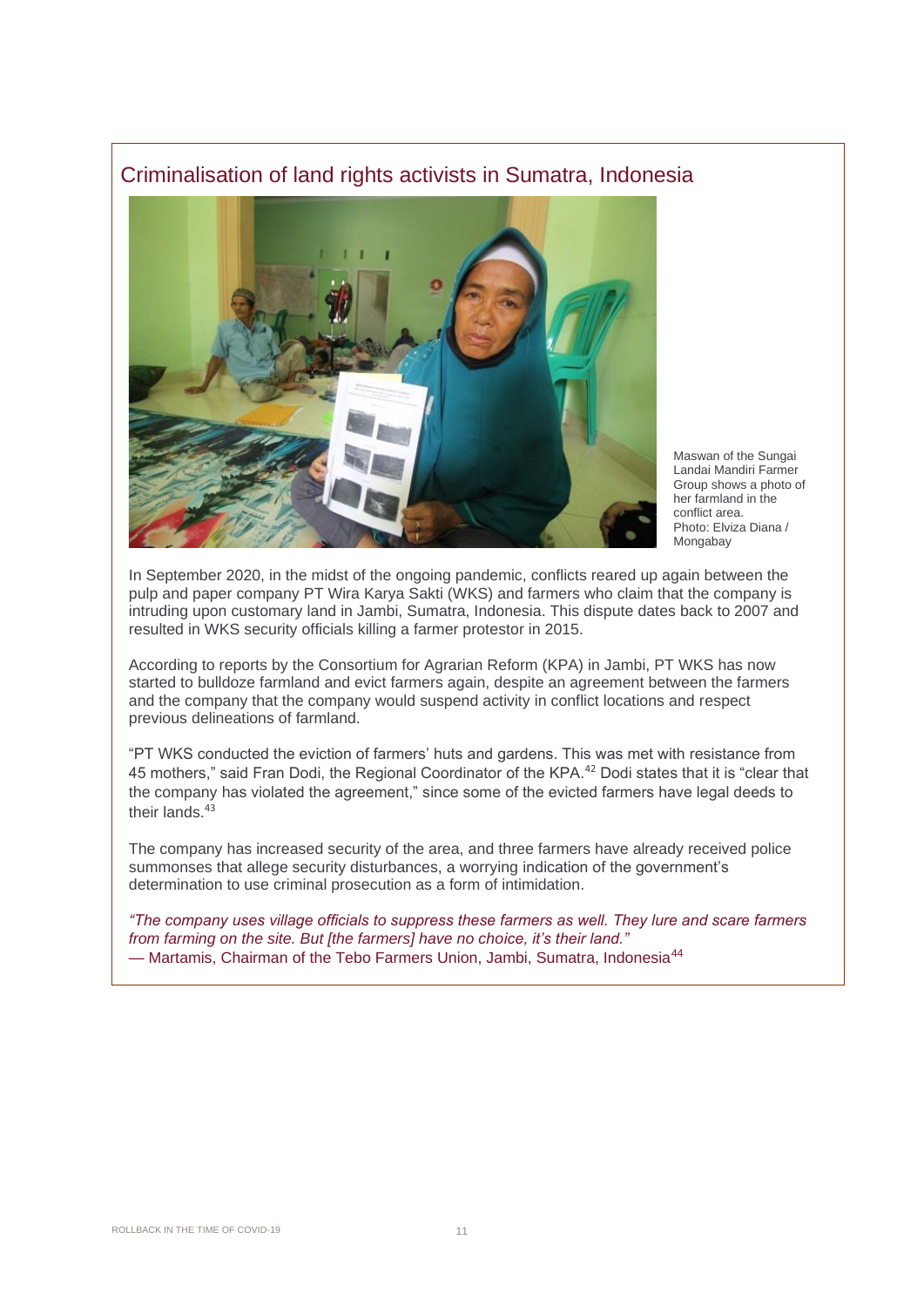## Criminalisation of land rights activists in Sumatra, Indonesia

Maswan of the Sungai Landai Mandiri Farmer Group shows a photo of her farmland in the conflict area. Photo: Elviza Diana / Mongabay

In September 2020, in the midst of the ongoing pandemic, conflicts reared up again between the pulp and paper company PT Wira Karya Sakti (WKS) and farmers who claim that the company is intruding upon customary land in Jambi, Sumatra, Indonesia. This dispute dates back to 2007 and resulted in WKS security officials killing a farmer protestor in 2015.

According to reports by the Consortium for Agrarian Reform (KPA) in Jambi, PT WKS has now started to bulldoze farmland and evict farmers again, despite an agreement between the farmers and the company that the company would suspend activity in conflict locations and respect previous delineations of farmland.

"PT WKS conducted the eviction of farmers' huts and gardens. This was met with resistance from 45 mothers," said Fran Dodi, the Regional Coordinator of the KPA.[42] Dodi states that it is "clear that the company has violated the agreement," since some of the evicted farmers have legal deeds to their lands.[43]

The company has increased security of the area, and three farmers have already received police summonses that allege security disturbances, a worrying indication of the government's determination to use criminal prosecution as a form of intimidation.

*"The company uses village officials to suppress these farmers as well. They lure and scare farmers from farming on the site. But [the farmers] have no choice, it's their land."*
— Martamis, Chairman of the Tebo Farmers Union, Jambi, Sumatra, Indonesia[44]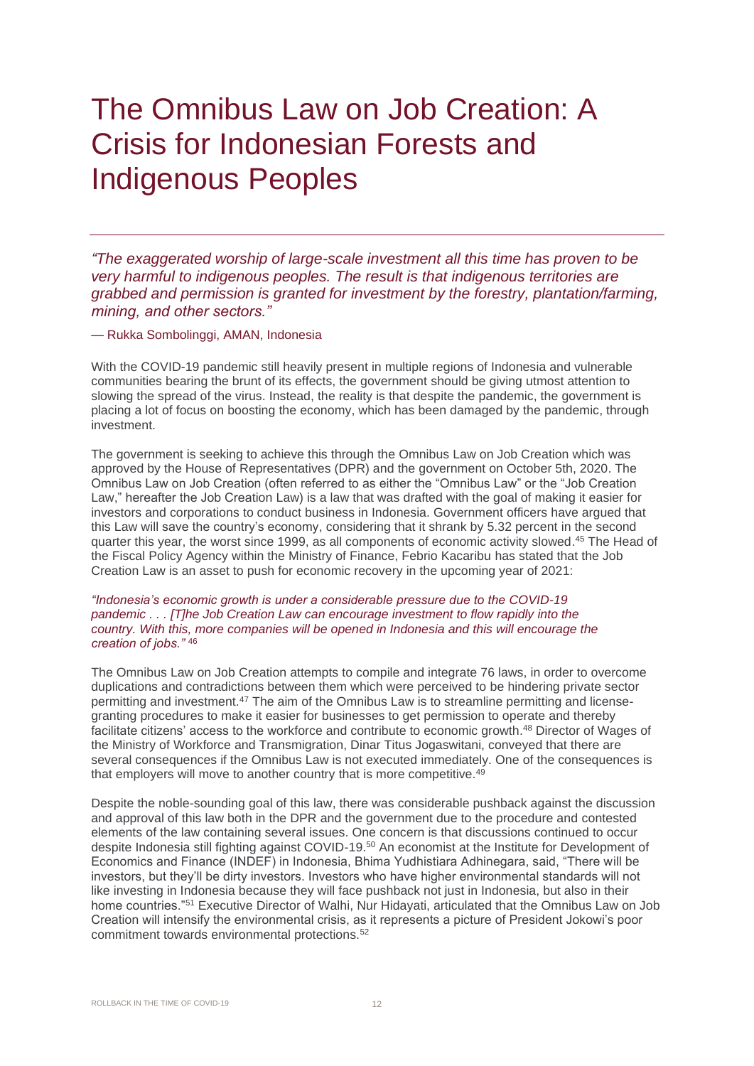# The Omnibus Law on Job Creation: A Crisis for Indonesian Forests and Indigenous Peoples

*"The exaggerated worship of large-scale investment all this time has proven to be very harmful to indigenous peoples. The result is that indigenous territories are grabbed and permission is granted for investment by the forestry, plantation/farming, mining, and other sectors."*

— Rukka Sombolinggi, AMAN, Indonesia

With the COVID-19 pandemic still heavily present in multiple regions of Indonesia and vulnerable communities bearing the brunt of its effects, the government should be giving utmost attention to slowing the spread of the virus. Instead, the reality is that despite the pandemic, the government is placing a lot of focus on boosting the economy, which has been damaged by the pandemic, through investment.

The government is seeking to achieve this through the Omnibus Law on Job Creation which was approved by the House of Representatives (DPR) and the government on October 5th, 2020. The Omnibus Law on Job Creation (often referred to as either the "Omnibus Law" or the "Job Creation Law," hereafter the Job Creation Law) is a law that was drafted with the goal of making it easier for investors and corporations to conduct business in Indonesia. Government officers have argued that this Law will save the country's economy, considering that it shrank by 5.32 percent in the second quarter this year, the worst since 1999, as all components of economic activity slowed.[45] The Head of the Fiscal Policy Agency within the Ministry of Finance, Febrio Kacaribu has stated that the Job Creation Law is an asset to push for economic recovery in the upcoming year of 2021:

*"Indonesia's economic growth is under a considerable pressure due to the COVID-19 pandemic . . . [T]he Job Creation Law can encourage investment to flow rapidly into the country. With this, more companies will be opened in Indonesia and this will encourage the creation of jobs."* [46]

The Omnibus Law on Job Creation attempts to compile and integrate 76 laws, in order to overcome duplications and contradictions between them which were perceived to be hindering private sector permitting and investment.[47] The aim of the Omnibus Law is to streamline permitting and license-granting procedures to make it easier for businesses to get permission to operate and thereby facilitate citizens' access to the workforce and contribute to economic growth.[48] Director of Wages of the Ministry of Workforce and Transmigration, Dinar Titus Jogaswitani, conveyed that there are several consequences if the Omnibus Law is not executed immediately. One of the consequences is that employers will move to another country that is more competitive.[49]

Despite the noble-sounding goal of this law, there was considerable pushback against the discussion and approval of this law both in the DPR and the government due to the procedure and contested elements of the law containing several issues. One concern is that discussions continued to occur despite Indonesia still fighting against COVID-19.[50] An economist at the Institute for Development of Economics and Finance (INDEF) in Indonesia, Bhima Yudhistiara Adhinegara, said, "There will be investors, but they'll be dirty investors. Investors who have higher environmental standards will not like investing in Indonesia because they will face pushback not just in Indonesia, but also in their home countries."[51] Executive Director of Walhi, Nur Hidayati, articulated that the Omnibus Law on Job Creation will intensify the environmental crisis, as it represents a picture of President Jokowi's poor commitment towards environmental protections.[52]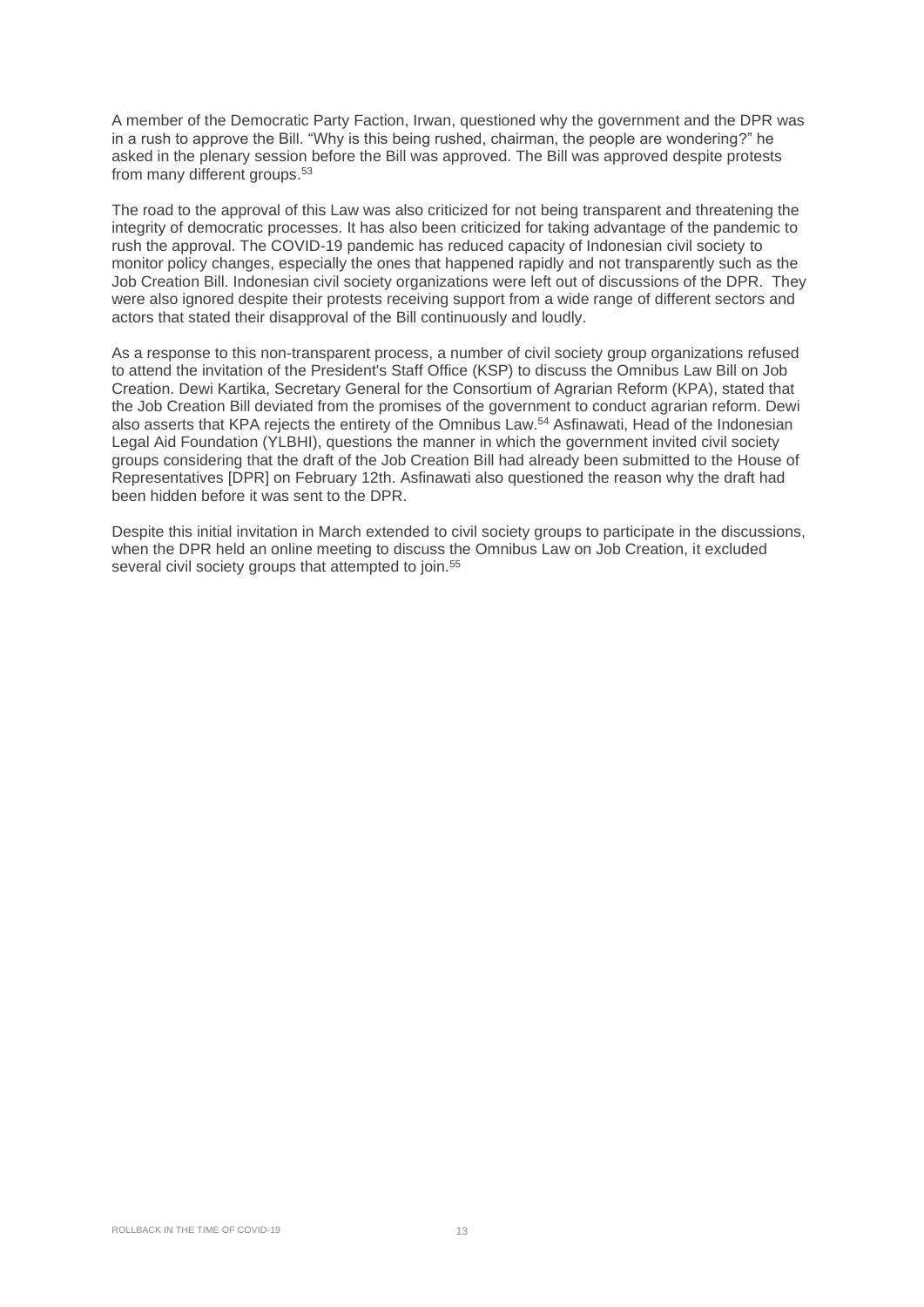A member of the Democratic Party Faction, Irwan, questioned why the government and the DPR was in a rush to approve the Bill. "Why is this being rushed, chairman, the people are wondering?" he asked in the plenary session before the Bill was approved. The Bill was approved despite protests from many different groups.[53]

The road to the approval of this Law was also criticized for not being transparent and threatening the integrity of democratic processes. It has also been criticized for taking advantage of the pandemic to rush the approval. The COVID-19 pandemic has reduced capacity of Indonesian civil society to monitor policy changes, especially the ones that happened rapidly and not transparently such as the Job Creation Bill. Indonesian civil society organizations were left out of discussions of the DPR. They were also ignored despite their protests receiving support from a wide range of different sectors and actors that stated their disapproval of the Bill continuously and loudly.

As a response to this non-transparent process, a number of civil society group organizations refused to attend the invitation of the President's Staff Office (KSP) to discuss the Omnibus Law Bill on Job Creation. Dewi Kartika, Secretary General for the Consortium of Agrarian Reform (KPA), stated that the Job Creation Bill deviated from the promises of the government to conduct agrarian reform. Dewi also asserts that KPA rejects the entirety of the Omnibus Law.[54] Asfinawati, Head of the Indonesian Legal Aid Foundation (YLBHI), questions the manner in which the government invited civil society groups considering that the draft of the Job Creation Bill had already been submitted to the House of Representatives [DPR] on February 12th. Asfinawati also questioned the reason why the draft had been hidden before it was sent to the DPR.

Despite this initial invitation in March extended to civil society groups to participate in the discussions, when the DPR held an online meeting to discuss the Omnibus Law on Job Creation, it excluded several civil society groups that attempted to join.[55]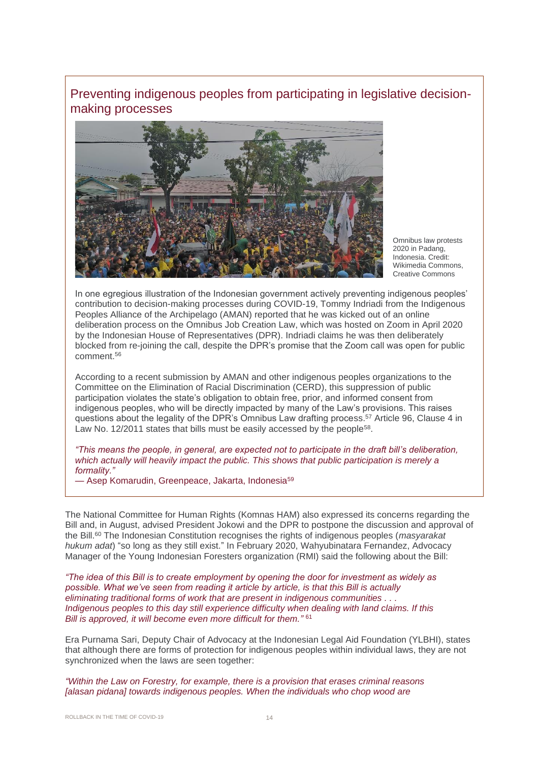## Preventing indigenous peoples from participating in legislative decision-making processes

Omnibus law protests 2020 in Padang, Indonesia. Credit: Wikimedia Commons, Creative Commons

In one egregious illustration of the Indonesian government actively preventing indigenous peoples' contribution to decision-making processes during COVID-19, Tommy Indriadi from the Indigenous Peoples Alliance of the Archipelago (AMAN) reported that he was kicked out of an online deliberation process on the Omnibus Job Creation Law, which was hosted on Zoom in April 2020 by the Indonesian House of Representatives (DPR). Indriadi claims he was then deliberately blocked from re-joining the call, despite the DPR's promise that the Zoom call was open for public comment.[56]

According to a recent submission by AMAN and other indigenous peoples organizations to the Committee on the Elimination of Racial Discrimination (CERD), this suppression of public participation violates the state's obligation to obtain free, prior, and informed consent from indigenous peoples, who will be directly impacted by many of the Law's provisions. This raises questions about the legality of the DPR's Omnibus Law drafting process.[57] Article 96, Clause 4 in Law No. 12/2011 states that bills must be easily accessed by the people[58].

*"This means the people, in general, are expected not to participate in the draft bill's deliberation, which actually will heavily impact the public. This shows that public participation is merely a formality."*
— Asep Komarudin, Greenpeace, Jakarta, Indonesia[59]

The National Committee for Human Rights (Komnas HAM) also expressed its concerns regarding the Bill and, in August, advised President Jokowi and the DPR to postpone the discussion and approval of the Bill.[60] The Indonesian Constitution recognises the rights of indigenous peoples (*masyarakat hukum adat*) "so long as they still exist." In February 2020, Wahyubinatara Fernandez, Advocacy Manager of the Young Indonesian Foresters organization (RMI) said the following about the Bill:

*"The idea of this Bill is to create employment by opening the door for investment as widely as possible. What we've seen from reading it article by article, is that this Bill is actually eliminating traditional forms of work that are present in indigenous communities . . . Indigenous peoples to this day still experience difficulty when dealing with land claims. If this Bill is approved, it will become even more difficult for them."* [61]

Era Purnama Sari, Deputy Chair of Advocacy at the Indonesian Legal Aid Foundation (YLBHI), states that although there are forms of protection for indigenous peoples within individual laws, they are not synchronized when the laws are seen together:

*"Within the Law on Forestry, for example, there is a provision that erases criminal reasons [alasan pidana] towards indigenous peoples. When the individuals who chop wood are*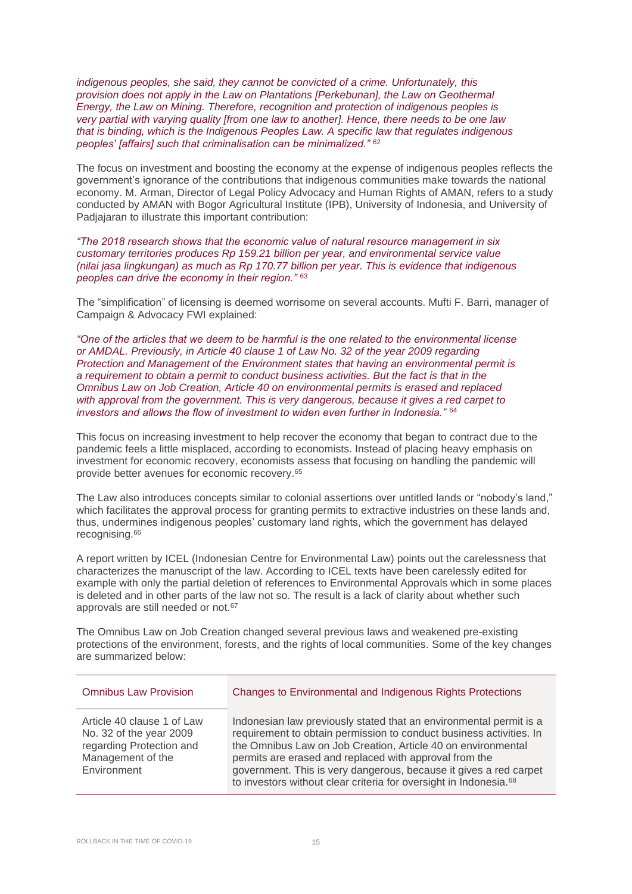*indigenous peoples, she said, they cannot be convicted of a crime. Unfortunately, this provision does not apply in the Law on Plantations [Perkebunan], the Law on Geothermal Energy, the Law on Mining. Therefore, recognition and protection of indigenous peoples is very partial with varying quality [from one law to another]. Hence, there needs to be one law that is binding, which is the Indigenous Peoples Law. A specific law that regulates indigenous peoples' [affairs] such that criminalisation can be minimalized."* [62]

The focus on investment and boosting the economy at the expense of indigenous peoples reflects the government's ignorance of the contributions that indigenous communities make towards the national economy. M. Arman, Director of Legal Policy Advocacy and Human Rights of AMAN, refers to a study conducted by AMAN with Bogor Agricultural Institute (IPB), University of Indonesia, and University of Padjajaran to illustrate this important contribution:

*"The 2018 research shows that the economic value of natural resource management in six customary territories produces Rp 159.21 billion per year, and environmental service value (nilai jasa lingkungan) as much as Rp 170.77 billion per year. This is evidence that indigenous peoples can drive the economy in their region."* [63]

The "simplification" of licensing is deemed worrisome on several accounts. Mufti F. Barri, manager of Campaign & Advocacy FWI explained:

*"One of the articles that we deem to be harmful is the one related to the environmental license or AMDAL. Previously, in Article 40 clause 1 of Law No. 32 of the year 2009 regarding Protection and Management of the Environment states that having an environmental permit is a requirement to obtain a permit to conduct business activities. But the fact is that in the Omnibus Law on Job Creation, Article 40 on environmental permits is erased and replaced with approval from the government. This is very dangerous, because it gives a red carpet to investors and allows the flow of investment to widen even further in Indonesia."* [64]

This focus on increasing investment to help recover the economy that began to contract due to the pandemic feels a little misplaced, according to economists. Instead of placing heavy emphasis on investment for economic recovery, economists assess that focusing on handling the pandemic will provide better avenues for economic recovery.[65]

The Law also introduces concepts similar to colonial assertions over untitled lands or "nobody's land," which facilitates the approval process for granting permits to extractive industries on these lands and, thus, undermines indigenous peoples' customary land rights, which the government has delayed recognising.[66]

A report written by ICEL (Indonesian Centre for Environmental Law) points out the carelessness that characterizes the manuscript of the law. According to ICEL texts have been carelessly edited for example with only the partial deletion of references to Environmental Approvals which in some places is deleted and in other parts of the law not so. The result is a lack of clarity about whether such approvals are still needed or not.[67]

The Omnibus Law on Job Creation changed several previous laws and weakened pre-existing protections of the environment, forests, and the rights of local communities. Some of the key changes are summarized below:

| Omnibus Law Provision | Changes to Environmental and Indigenous Rights Protections |
|---|---|
| Article 40 clause 1 of Law No. 32 of the year 2009 regarding Protection and Management of the Environment | Indonesian law previously stated that an environmental permit is a requirement to obtain permission to conduct business activities. In the Omnibus Law on Job Creation, Article 40 on environmental permits are erased and replaced with approval from the government. This is very dangerous, because it gives a red carpet to investors without clear criteria for oversight in Indonesia.[68] |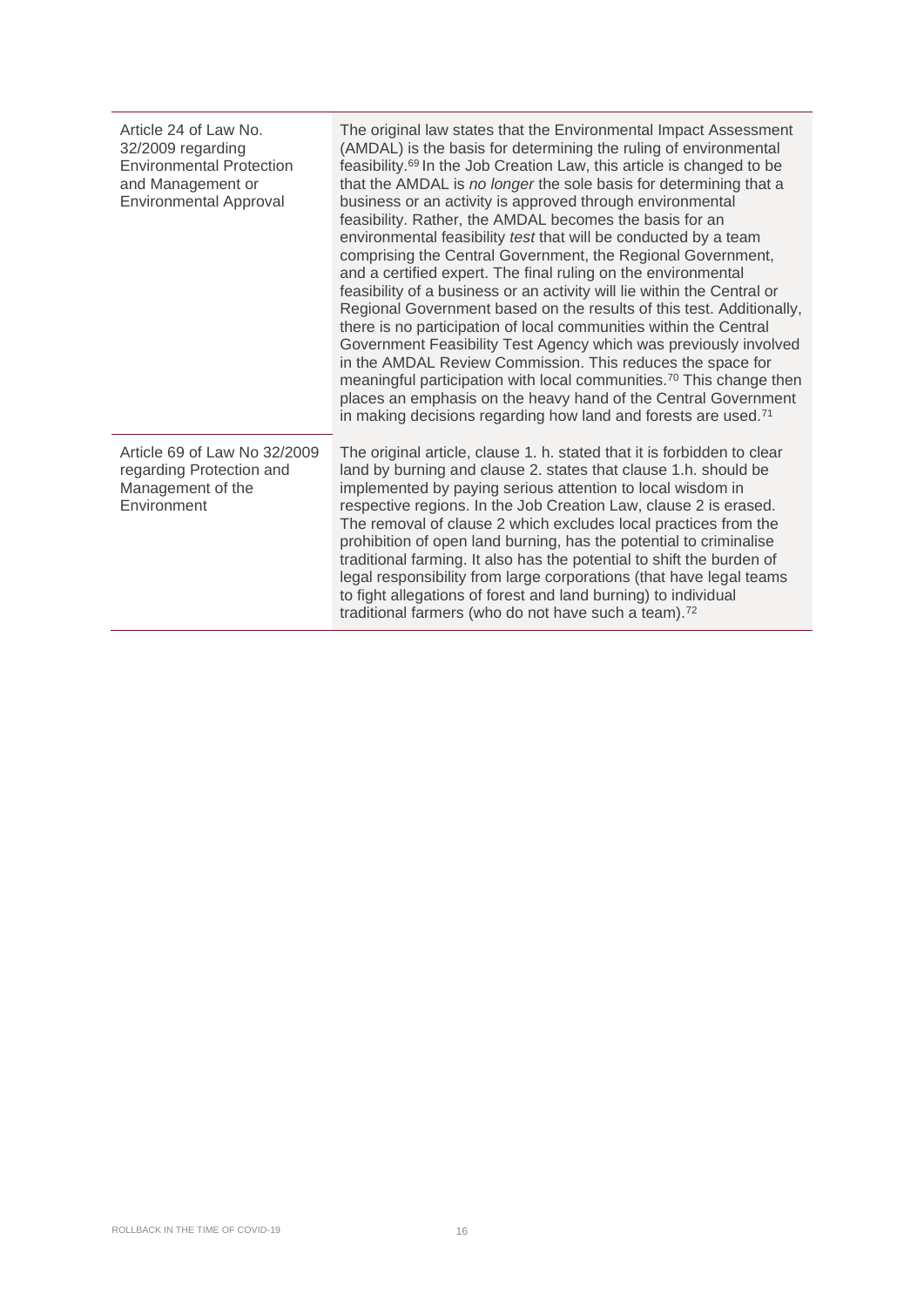| | |
|---|---|
| Article 24 of Law No. 32/2009 regarding Environmental Protection and Management or Environmental Approval | The original law states that the Environmental Impact Assessment (AMDAL) is the basis for determining the ruling of environmental feasibility.[69] In the Job Creation Law, this article is changed to be that the AMDAL is *no longer* the sole basis for determining that a business or an activity is approved through environmental feasibility. Rather, the AMDAL becomes the basis for an environmental feasibility *test* that will be conducted by a team comprising the Central Government, the Regional Government, and a certified expert. The final ruling on the environmental feasibility of a business or an activity will lie within the Central or Regional Government based on the results of this test. Additionally, there is no participation of local communities within the Central Government Feasibility Test Agency which was previously involved in the AMDAL Review Commission. This reduces the space for meaningful participation with local communities.[70] This change then places an emphasis on the heavy hand of the Central Government in making decisions regarding how land and forests are used.[71] |
| Article 69 of Law No 32/2009 regarding Protection and Management of the Environment | The original article, clause 1. h. stated that it is forbidden to clear land by burning and clause 2. states that clause 1.h. should be implemented by paying serious attention to local wisdom in respective regions. In the Job Creation Law, clause 2 is erased. The removal of clause 2 which excludes local practices from the prohibition of open land burning, has the potential to criminalise traditional farming. It also has the potential to shift the burden of legal responsibility from large corporations (that have legal teams to fight allegations of forest and land burning) to individual traditional farmers (who do not have such a team).[72] |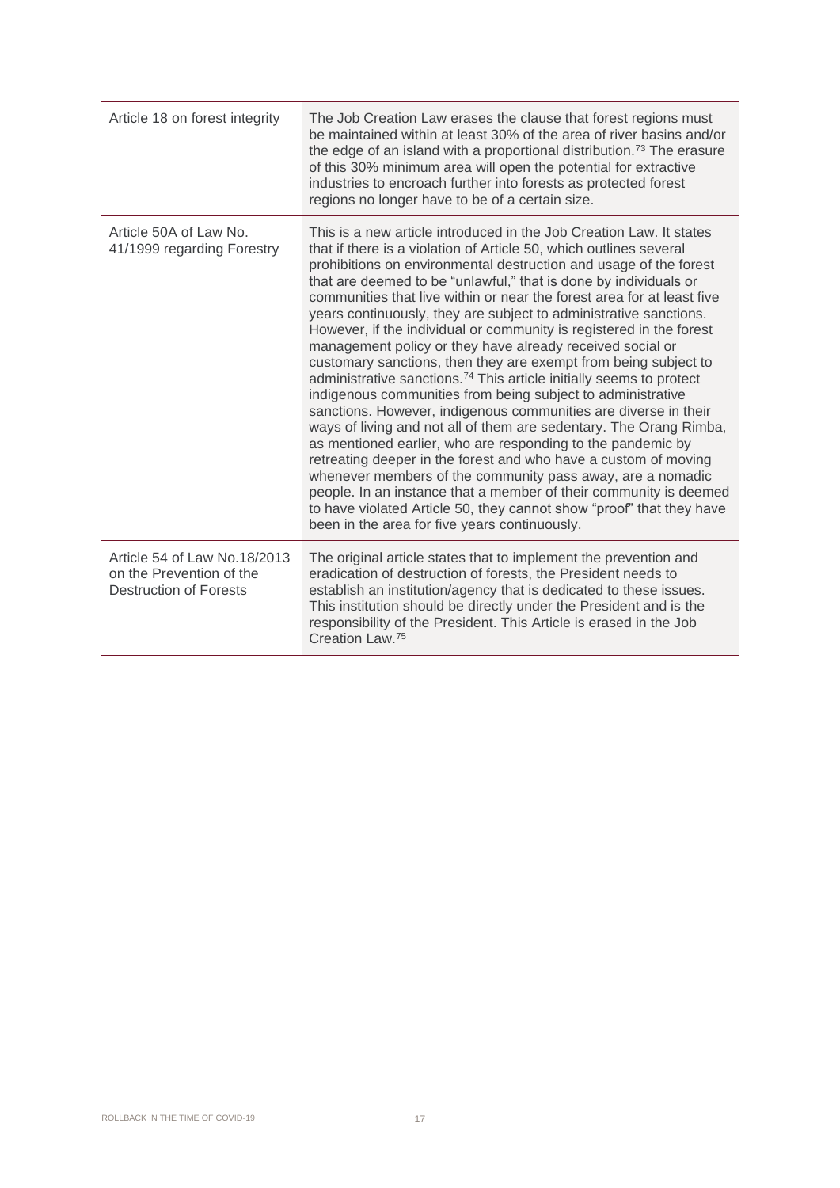| | |
|---|---|
| Article 18 on forest integrity | The Job Creation Law erases the clause that forest regions must be maintained within at least 30% of the area of river basins and/or the edge of an island with a proportional distribution.[73] The erasure of this 30% minimum area will open the potential for extractive industries to encroach further into forests as protected forest regions no longer have to be of a certain size. |
| Article 50A of Law No. 41/1999 regarding Forestry | This is a new article introduced in the Job Creation Law. It states that if there is a violation of Article 50, which outlines several prohibitions on environmental destruction and usage of the forest that are deemed to be "unlawful," that is done by individuals or communities that live within or near the forest area for at least five years continuously, they are subject to administrative sanctions. However, if the individual or community is registered in the forest management policy or they have already received social or customary sanctions, then they are exempt from being subject to administrative sanctions.[74] This article initially seems to protect indigenous communities from being subject to administrative sanctions. However, indigenous communities are diverse in their ways of living and not all of them are sedentary. The Orang Rimba, as mentioned earlier, who are responding to the pandemic by retreating deeper in the forest and who have a custom of moving whenever members of the community pass away, are a nomadic people. In an instance that a member of their community is deemed to have violated Article 50, they cannot show "proof" that they have been in the area for five years continuously. |
| Article 54 of Law No.18/2013 on the Prevention of the Destruction of Forests | The original article states that to implement the prevention and eradication of destruction of forests, the President needs to establish an institution/agency that is dedicated to these issues. This institution should be directly under the President and is the responsibility of the President. This Article is erased in the Job Creation Law.[75] |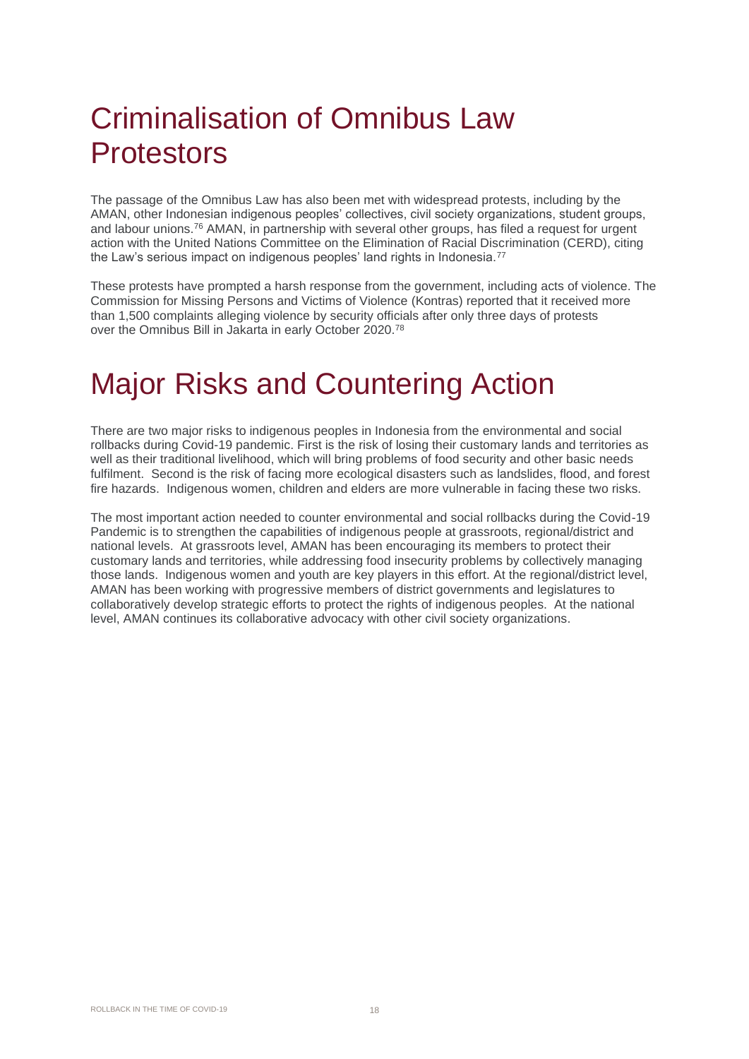# Criminalisation of Omnibus Law Protestors

The passage of the Omnibus Law has also been met with widespread protests, including by the AMAN, other Indonesian indigenous peoples' collectives, civil society organizations, student groups, and labour unions.[76] AMAN, in partnership with several other groups, has filed a request for urgent action with the United Nations Committee on the Elimination of Racial Discrimination (CERD), citing the Law's serious impact on indigenous peoples' land rights in Indonesia.[77]

These protests have prompted a harsh response from the government, including acts of violence. The Commission for Missing Persons and Victims of Violence (Kontras) reported that it received more than 1,500 complaints alleging violence by security officials after only three days of protests over the Omnibus Bill in Jakarta in early October 2020.[78]

# Major Risks and Countering Action

There are two major risks to indigenous peoples in Indonesia from the environmental and social rollbacks during Covid-19 pandemic. First is the risk of losing their customary lands and territories as well as their traditional livelihood, which will bring problems of food security and other basic needs fulfilment. Second is the risk of facing more ecological disasters such as landslides, flood, and forest fire hazards. Indigenous women, children and elders are more vulnerable in facing these two risks.

The most important action needed to counter environmental and social rollbacks during the Covid-19 Pandemic is to strengthen the capabilities of indigenous people at grassroots, regional/district and national levels. At grassroots level, AMAN has been encouraging its members to protect their customary lands and territories, while addressing food insecurity problems by collectively managing those lands. Indigenous women and youth are key players in this effort. At the regional/district level, AMAN has been working with progressive members of district governments and legislatures to collaboratively develop strategic efforts to protect the rights of indigenous peoples. At the national level, AMAN continues its collaborative advocacy with other civil society organizations.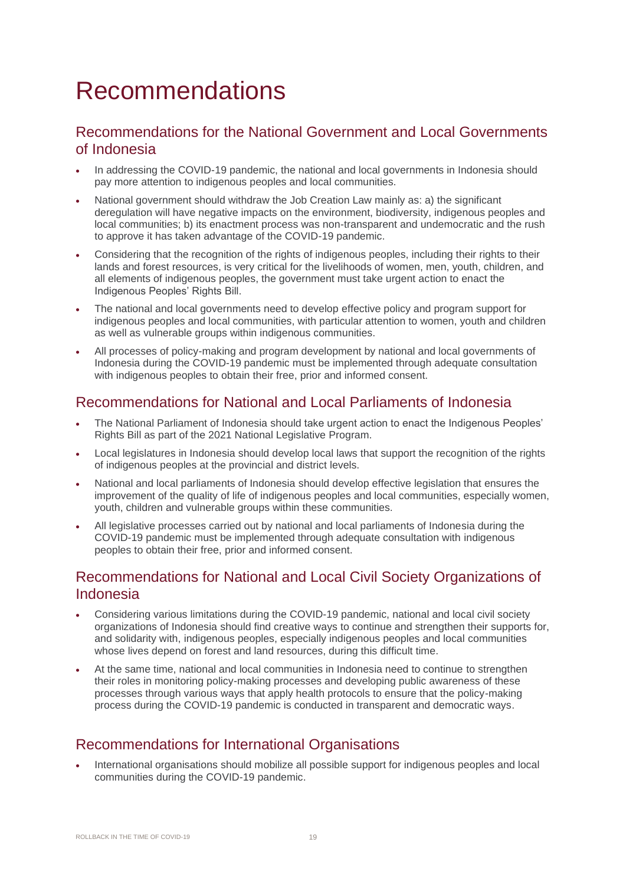# Recommendations

## Recommendations for the National Government and Local Governments of Indonesia

- In addressing the COVID-19 pandemic, the national and local governments in Indonesia should pay more attention to indigenous peoples and local communities.
- National government should withdraw the Job Creation Law mainly as: a) the significant deregulation will have negative impacts on the environment, biodiversity, indigenous peoples and local communities; b) its enactment process was non-transparent and undemocratic and the rush to approve it has taken advantage of the COVID-19 pandemic.
- Considering that the recognition of the rights of indigenous peoples, including their rights to their lands and forest resources, is very critical for the livelihoods of women, men, youth, children, and all elements of indigenous peoples, the government must take urgent action to enact the Indigenous Peoples' Rights Bill.
- The national and local governments need to develop effective policy and program support for indigenous peoples and local communities, with particular attention to women, youth and children as well as vulnerable groups within indigenous communities.
- All processes of policy-making and program development by national and local governments of Indonesia during the COVID-19 pandemic must be implemented through adequate consultation with indigenous peoples to obtain their free, prior and informed consent.

## Recommendations for National and Local Parliaments of Indonesia

- The National Parliament of Indonesia should take urgent action to enact the Indigenous Peoples' Rights Bill as part of the 2021 National Legislative Program.
- Local legislatures in Indonesia should develop local laws that support the recognition of the rights of indigenous peoples at the provincial and district levels.
- National and local parliaments of Indonesia should develop effective legislation that ensures the improvement of the quality of life of indigenous peoples and local communities, especially women, youth, children and vulnerable groups within these communities.
- All legislative processes carried out by national and local parliaments of Indonesia during the COVID-19 pandemic must be implemented through adequate consultation with indigenous peoples to obtain their free, prior and informed consent.

## Recommendations for National and Local Civil Society Organizations of Indonesia

- Considering various limitations during the COVID-19 pandemic, national and local civil society organizations of Indonesia should find creative ways to continue and strengthen their supports for, and solidarity with, indigenous peoples, especially indigenous peoples and local communities whose lives depend on forest and land resources, during this difficult time.
- At the same time, national and local communities in Indonesia need to continue to strengthen their roles in monitoring policy-making processes and developing public awareness of these processes through various ways that apply health protocols to ensure that the policy-making process during the COVID-19 pandemic is conducted in transparent and democratic ways.

## Recommendations for International Organisations

- International organisations should mobilize all possible support for indigenous peoples and local communities during the COVID-19 pandemic.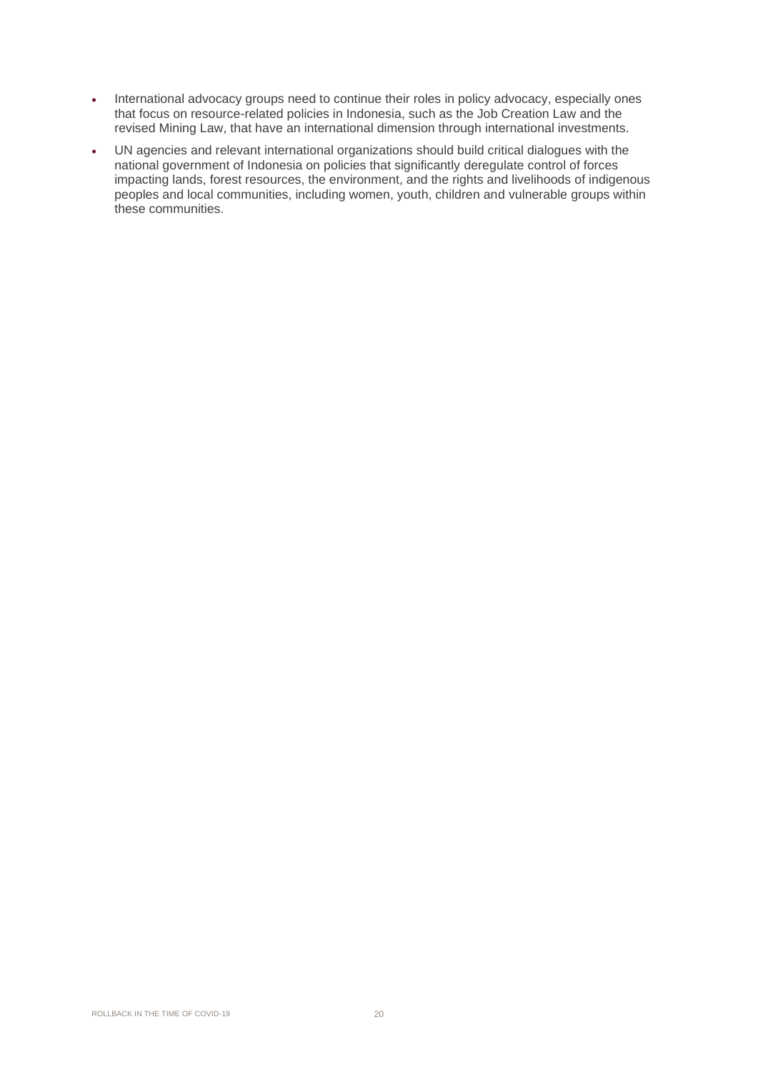- International advocacy groups need to continue their roles in policy advocacy, especially ones that focus on resource-related policies in Indonesia, such as the Job Creation Law and the revised Mining Law, that have an international dimension through international investments.
- UN agencies and relevant international organizations should build critical dialogues with the national government of Indonesia on policies that significantly deregulate control of forces impacting lands, forest resources, the environment, and the rights and livelihoods of indigenous peoples and local communities, including women, youth, children and vulnerable groups within these communities.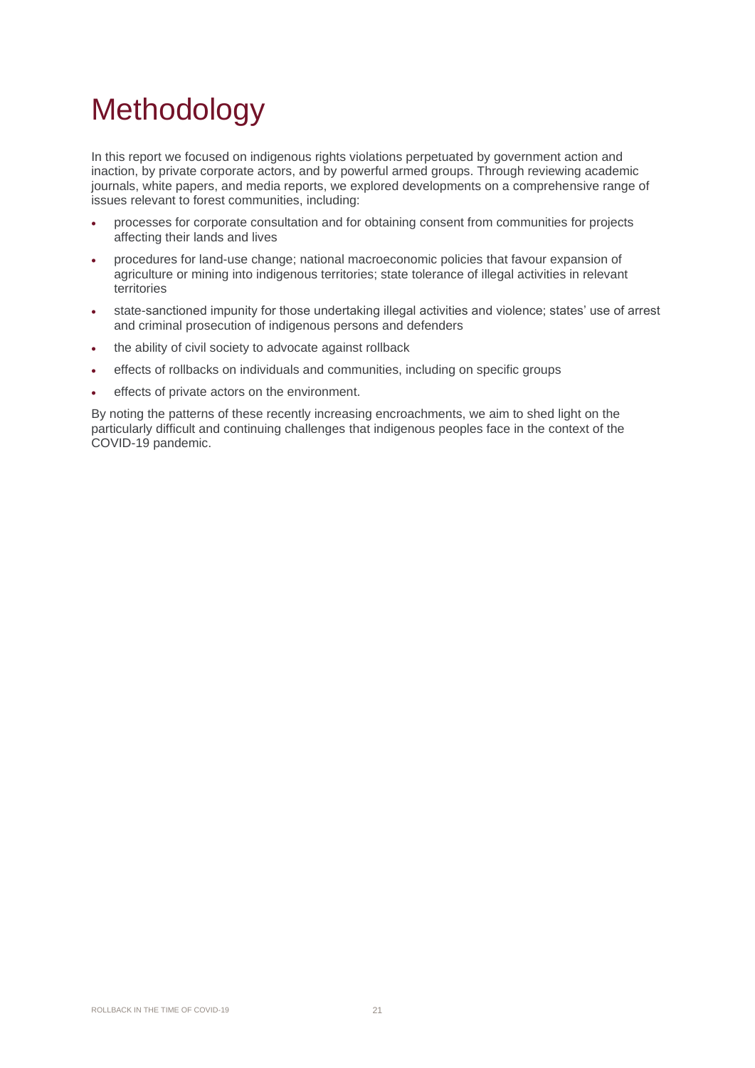# Methodology

In this report we focused on indigenous rights violations perpetuated by government action and inaction, by private corporate actors, and by powerful armed groups. Through reviewing academic journals, white papers, and media reports, we explored developments on a comprehensive range of issues relevant to forest communities, including:

- processes for corporate consultation and for obtaining consent from communities for projects affecting their lands and lives
- procedures for land-use change; national macroeconomic policies that favour expansion of agriculture or mining into indigenous territories; state tolerance of illegal activities in relevant territories
- state-sanctioned impunity for those undertaking illegal activities and violence; states' use of arrest and criminal prosecution of indigenous persons and defenders
- the ability of civil society to advocate against rollback
- effects of rollbacks on individuals and communities, including on specific groups
- effects of private actors on the environment.

By noting the patterns of these recently increasing encroachments, we aim to shed light on the particularly difficult and continuing challenges that indigenous peoples face in the context of the COVID-19 pandemic.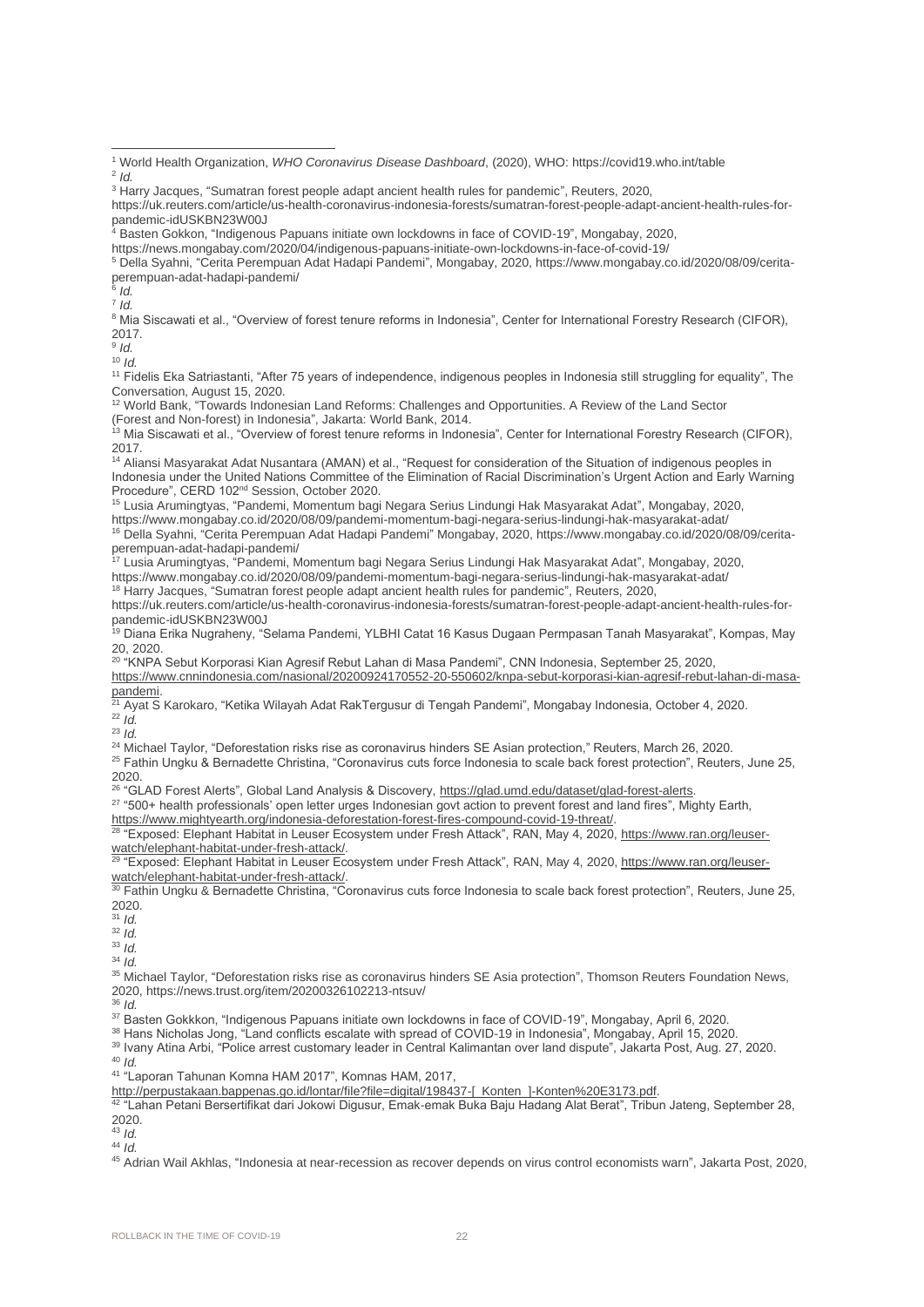[1] World Health Organization, *WHO Coronavirus Disease Dashboard*, (2020), WHO: https://covid19.who.int/table

[2] *Id.*

[3] Harry Jacques, "Sumatran forest people adapt ancient health rules for pandemic", Reuters, 2020, https://uk.reuters.com/article/us-health-coronavirus-indonesia-forests/sumatran-forest-people-adapt-ancient-health-rules-for-pandemic-idUSKBN23W00J

[4] Basten Gokkon, "Indigenous Papuans initiate own lockdowns in face of COVID-19", Mongabay, 2020, https://news.mongabay.com/2020/04/indigenous-papuans-initiate-own-lockdowns-in-face-of-covid-19/

[5] Della Syahni, "Cerita Perempuan Adat Hadapi Pandemi", Mongabay, 2020, https://www.mongabay.co.id/2020/08/09/cerita-perempuan-adat-hadapi-pandemi/

[6] *Id.*

[7] *Id.*

[8] Mia Siscawati et al., "Overview of forest tenure reforms in Indonesia", Center for International Forestry Research (CIFOR), 2017.

[9] *Id.*

[10] *Id.*

[11] Fidelis Eka Satriastanti, "After 75 years of independence, indigenous peoples in Indonesia still struggling for equality", The Conversation, August 15, 2020.

[12] World Bank, "Towards Indonesian Land Reforms: Challenges and Opportunities. A Review of the Land Sector (Forest and Non-forest) in Indonesia", Jakarta: World Bank, 2014.

[13] Mia Siscawati et al., "Overview of forest tenure reforms in Indonesia", Center for International Forestry Research (CIFOR), 2017.

[14] Aliansi Masyarakat Adat Nusantara (AMAN) et al., "Request for consideration of the Situation of indigenous peoples in Indonesia under the United Nations Committee of the Elimination of Racial Discrimination's Urgent Action and Early Warning Procedure", CERD 102nd Session, October 2020.

[15] Lusia Arumingtyas, "Pandemi, Momentum bagi Negara Serius Lindungi Hak Masyarakat Adat", Mongabay, 2020, https://www.mongabay.co.id/2020/08/09/pandemi-momentum-bagi-negara-serius-lindungi-hak-masyarakat-adat/

[16] Della Syahni, "Cerita Perempuan Adat Hadapi Pandemi" Mongabay, 2020, https://www.mongabay.co.id/2020/08/09/cerita-perempuan-adat-hadapi-pandemi/

[17] Lusia Arumingtyas, "Pandemi, Momentum bagi Negara Serius Lindungi Hak Masyarakat Adat", Mongabay, 2020, https://www.mongabay.co.id/2020/08/09/pandemi-momentum-bagi-negara-serius-lindungi-hak-masyarakat-adat/

[18] Harry Jacques, "Sumatran forest people adapt ancient health rules for pandemic", Reuters, 2020, https://uk.reuters.com/article/us-health-coronavirus-indonesia-forests/sumatran-forest-people-adapt-ancient-health-rules-for-pandemic-idUSKBN23W00J

[19] Diana Erika Nugraheny, "Selama Pandemi, YLBHI Catat 16 Kasus Dugaan Permpasan Tanah Masyarakat", Kompas, May 20, 2020.

[20] "KNPA Sebut Korporasi Kian Agresif Rebut Lahan di Masa Pandemi", CNN Indonesia, September 25, 2020, https://www.cnnindonesia.com/nasional/20200924170552-20-550602/knpa-sebut-korporasi-kian-agresif-rebut-lahan-di-masa-pandemi.

[21] Ayat S Karokaro, "Ketika Wilayah Adat RakTergusur di Tengah Pandemi", Mongabay Indonesia, October 4, 2020.

[22] *Id.*

[23] *Id.*

[24] Michael Taylor, "Deforestation risks rise as coronavirus hinders SE Asian protection," Reuters, March 26, 2020.

[25] Fathin Ungku & Bernadette Christina, "Coronavirus cuts force Indonesia to scale back forest protection", Reuters, June 25, 2020.

[26] "GLAD Forest Alerts", Global Land Analysis & Discovery, https://glad.umd.edu/dataset/glad-forest-alerts.

[27] "500+ health professionals' open letter urges Indonesian govt action to prevent forest and land fires", Mighty Earth, https://www.mightyearth.org/indonesia-deforestation-forest-fires-compound-covid-19-threat/.

[28] "Exposed: Elephant Habitat in Leuser Ecosystem under Fresh Attack", RAN, May 4, 2020, https://www.ran.org/leuser-watch/elephant-habitat-under-fresh-attack/.

[29] "Exposed: Elephant Habitat in Leuser Ecosystem under Fresh Attack", RAN, May 4, 2020, https://www.ran.org/leuser-watch/elephant-habitat-under-fresh-attack/.

[30] Fathin Ungku & Bernadette Christina, "Coronavirus cuts force Indonesia to scale back forest protection", Reuters, June 25, 2020.

[31] *Id.*

[32] *Id.*

[33] *Id.*

[34] *Id.*

[35] Michael Taylor, "Deforestation risks rise as coronavirus hinders SE Asia protection", Thomson Reuters Foundation News, 2020, https://news.trust.org/item/20200326102213-ntsuv/

[36] *Id.*

[37] Basten Gokkkon, "Indigenous Papuans initiate own lockdowns in face of COVID-19", Mongabay, April 6, 2020.

[38] Hans Nicholas Jong, "Land conflicts escalate with spread of COVID-19 in Indonesia", Mongabay, April 15, 2020.

[39] Ivany Atina Arbi, "Police arrest customary leader in Central Kalimantan over land dispute", Jakarta Post, Aug. 27, 2020.

[40] *Id.*

[41] "Laporan Tahunan Komna HAM 2017", Komnas HAM, 2017, http://perpustakaan.bappenas.go.id/lontar/file?file=digital/198437-[_Konten_]-Konten%20E3173.pdf.

[42] "Lahan Petani Bersertifikat dari Jokowi Digusur, Emak-emak Buka Baju Hadang Alat Berat", Tribun Jateng, September 28, 2020.

[43] *Id.*

[44] *Id.*

[45] Adrian Wail Akhlas, "Indonesia at near-recession as recover depends on virus control economists warn", Jakarta Post, 2020,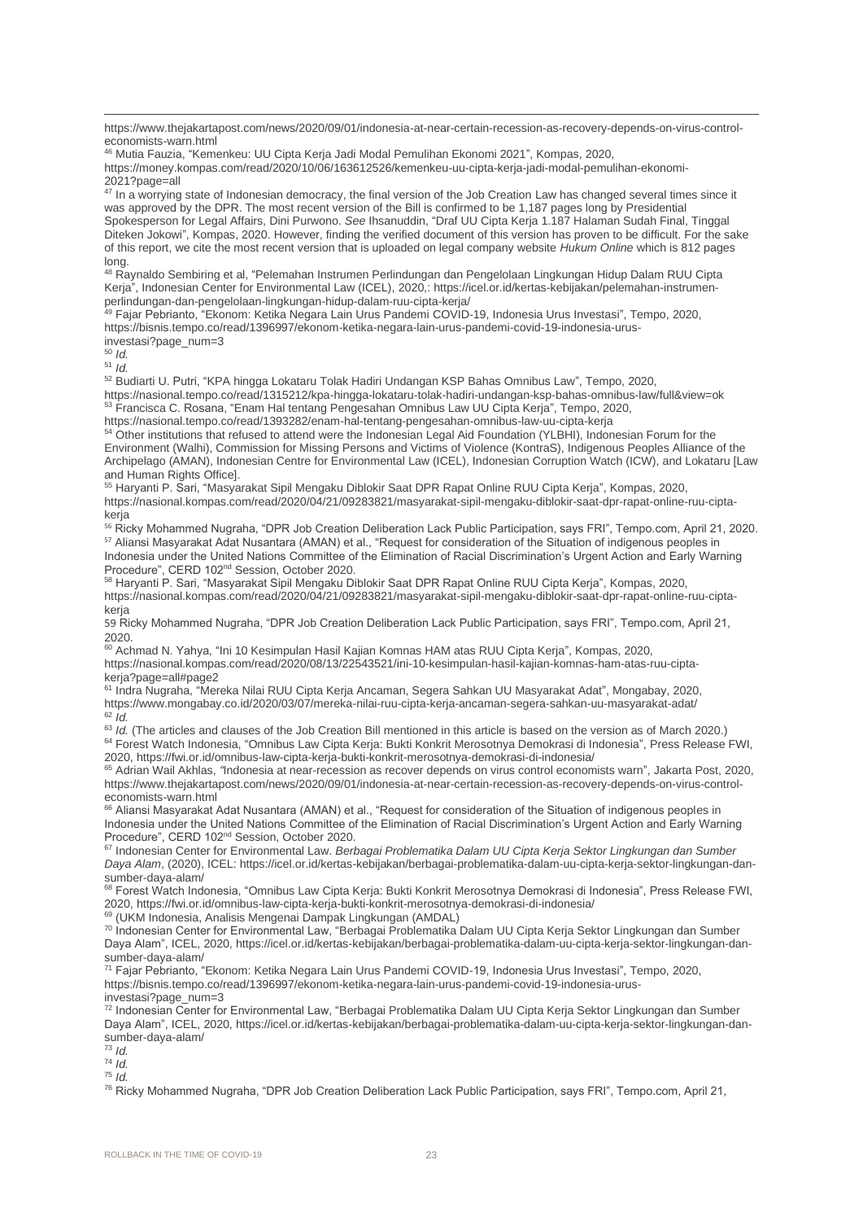https://www.thejakartapost.com/news/2020/09/01/indonesia-at-near-certain-recession-as-recovery-depends-on-virus-control-economists-warn.html

[46] Mutia Fauzia, "Kemenkeu: UU Cipta Kerja Jadi Modal Pemulihan Ekonomi 2021", Kompas, 2020, https://money.kompas.com/read/2020/10/06/163612526/kemenkeu-uu-cipta-kerja-jadi-modal-pemulihan-ekonomi-2021?page=all

[47] In a worrying state of Indonesian democracy, the final version of the Job Creation Law has changed several times since it was approved by the DPR. The most recent version of the Bill is confirmed to be 1,187 pages long by Presidential Spokesperson for Legal Affairs, Dini Purwono. *See* Ihsanuddin, "Draf UU Cipta Kerja 1.187 Halaman Sudah Final, Tinggal Diteken Jokowi", Kompas, 2020. However, finding the verified document of this version has proven to be difficult. For the sake of this report, we cite the most recent version that is uploaded on legal company website *Hukum Online* which is 812 pages long.

[48] Raynaldo Sembiring et al, "Pelemahan Instrumen Perlindungan dan Pengelolaan Lingkungan Hidup Dalam RUU Cipta Kerja", Indonesian Center for Environmental Law (ICEL), 2020,: https://icel.or.id/kertas-kebijakan/pelemahan-instrumen-perlindungan-dan-pengelolaan-lingkungan-hidup-dalam-ruu-cipta-kerja/

[49] Fajar Pebrianto, "Ekonom: Ketika Negara Lain Urus Pandemi COVID-19, Indonesia Urus Investasi", Tempo, 2020, https://bisnis.tempo.co/read/1396997/ekonom-ketika-negara-lain-urus-pandemi-covid-19-indonesia-urus-investasi?page_num=3

[50] *Id.*

[51] *Id.*

[52] Budiarti U. Putri, "KPA hingga Lokataru Tolak Hadiri Undangan KSP Bahas Omnibus Law", Tempo, 2020, https://nasional.tempo.co/read/1315212/kpa-hingga-lokataru-tolak-hadiri-undangan-ksp-bahas-omnibus-law/full&view=ok

[53] Francisca C. Rosana, "Enam Hal tentang Pengesahan Omnibus Law UU Cipta Kerja", Tempo, 2020, https://nasional.tempo.co/read/1393282/enam-hal-tentang-pengesahan-omnibus-law-uu-cipta-kerja

[54] Other institutions that refused to attend were the Indonesian Legal Aid Foundation (YLBHI), Indonesian Forum for the Environment (Walhi), Commission for Missing Persons and Victims of Violence (KontraS), Indigenous Peoples Alliance of the Archipelago (AMAN), Indonesian Centre for Environmental Law (ICEL), Indonesian Corruption Watch (ICW), and Lokataru [Law and Human Rights Office].

[55] Haryanti P. Sari, "Masyarakat Sipil Mengaku Diblokir Saat DPR Rapat Online RUU Cipta Kerja", Kompas, 2020, https://nasional.kompas.com/read/2020/04/21/09283821/masyarakat-sipil-mengaku-diblokir-saat-dpr-rapat-online-ruu-cipta-kerja

[56] Ricky Mohammed Nugraha, "DPR Job Creation Deliberation Lack Public Participation, says FRI", Tempo.com, April 21, 2020.

[57] Aliansi Masyarakat Adat Nusantara (AMAN) et al., "Request for consideration of the Situation of indigenous peoples in Indonesia under the United Nations Committee of the Elimination of Racial Discrimination's Urgent Action and Early Warning Procedure", CERD 102nd Session, October 2020.

[58] Haryanti P. Sari, "Masyarakat Sipil Mengaku Diblokir Saat DPR Rapat Online RUU Cipta Kerja", Kompas, 2020, https://nasional.kompas.com/read/2020/04/21/09283821/masyarakat-sipil-mengaku-diblokir-saat-dpr-rapat-online-ruu-cipta-kerja

[59] Ricky Mohammed Nugraha, "DPR Job Creation Deliberation Lack Public Participation, says FRI", Tempo.com, April 21, 2020.

[60] Achmad N. Yahya, "Ini 10 Kesimpulan Hasil Kajian Komnas HAM atas RUU Cipta Kerja", Kompas, 2020, https://nasional.kompas.com/read/2020/08/13/22543521/ini-10-kesimpulan-hasil-kajian-komnas-ham-atas-ruu-cipta-kerja?page=all#page2

[61] Indra Nugraha, "Mereka Nilai RUU Cipta Kerja Ancaman, Segera Sahkan UU Masyarakat Adat", Mongabay, 2020, https://www.mongabay.co.id/2020/03/07/mereka-nilai-ruu-cipta-kerja-ancaman-segera-sahkan-uu-masyarakat-adat/

[62] *Id.*

[63] *Id.* (The articles and clauses of the Job Creation Bill mentioned in this article is based on the version as of March 2020.)

[64] Forest Watch Indonesia, "Omnibus Law Cipta Kerja: Bukti Konkrit Merosotnya Demokrasi di Indonesia", Press Release FWI, 2020, https://fwi.or.id/omnibus-law-cipta-kerja-bukti-konkrit-merosotnya-demokrasi-di-indonesia/

[65] Adrian Wail Akhlas, "Indonesia at near-recession as recover depends on virus control economists warn", Jakarta Post, 2020, https://www.thejakartapost.com/news/2020/09/01/indonesia-at-near-certain-recession-as-recovery-depends-on-virus-control-economists-warn.html

[66] Aliansi Masyarakat Adat Nusantara (AMAN) et al., "Request for consideration of the Situation of indigenous peoples in Indonesia under the United Nations Committee of the Elimination of Racial Discrimination's Urgent Action and Early Warning Procedure", CERD 102nd Session, October 2020.

[67] Indonesian Center for Environmental Law. *Berbagai Problematika Dalam UU Cipta Kerja Sektor Lingkungan dan Sumber Daya Alam*, (2020), ICEL: https://icel.or.id/kertas-kebijakan/berbagai-problematika-dalam-uu-cipta-kerja-sektor-lingkungan-dan-sumber-daya-alam/

[68] Forest Watch Indonesia, "Omnibus Law Cipta Kerja: Bukti Konkrit Merosotnya Demokrasi di Indonesia", Press Release FWI, 2020, https://fwi.or.id/omnibus-law-cipta-kerja-bukti-konkrit-merosotnya-demokrasi-di-indonesia/

[69] (UKM Indonesia, Analisis Mengenai Dampak Lingkungan (AMDAL)

[70] Indonesian Center for Environmental Law, "Berbagai Problematika Dalam UU Cipta Kerja Sektor Lingkungan dan Sumber Daya Alam", ICEL, 2020, https://icel.or.id/kertas-kebijakan/berbagai-problematika-dalam-uu-cipta-kerja-sektor-lingkungan-dan-sumber-daya-alam/

[71] Fajar Pebrianto, "Ekonom: Ketika Negara Lain Urus Pandemi COVID-19, Indonesia Urus Investasi", Tempo, 2020, https://bisnis.tempo.co/read/1396997/ekonom-ketika-negara-lain-urus-pandemi-covid-19-indonesia-urus-investasi?page_num=3

[72] Indonesian Center for Environmental Law, "Berbagai Problematika Dalam UU Cipta Kerja Sektor Lingkungan dan Sumber Daya Alam", ICEL, 2020, https://icel.or.id/kertas-kebijakan/berbagai-problematika-dalam-uu-cipta-kerja-sektor-lingkungan-dan-sumber-daya-alam/

[73] *Id.*

[74] *Id.*

[75] *Id.*

[76] Ricky Mohammed Nugraha, "DPR Job Creation Deliberation Lack Public Participation, says FRI", Tempo.com, April 21,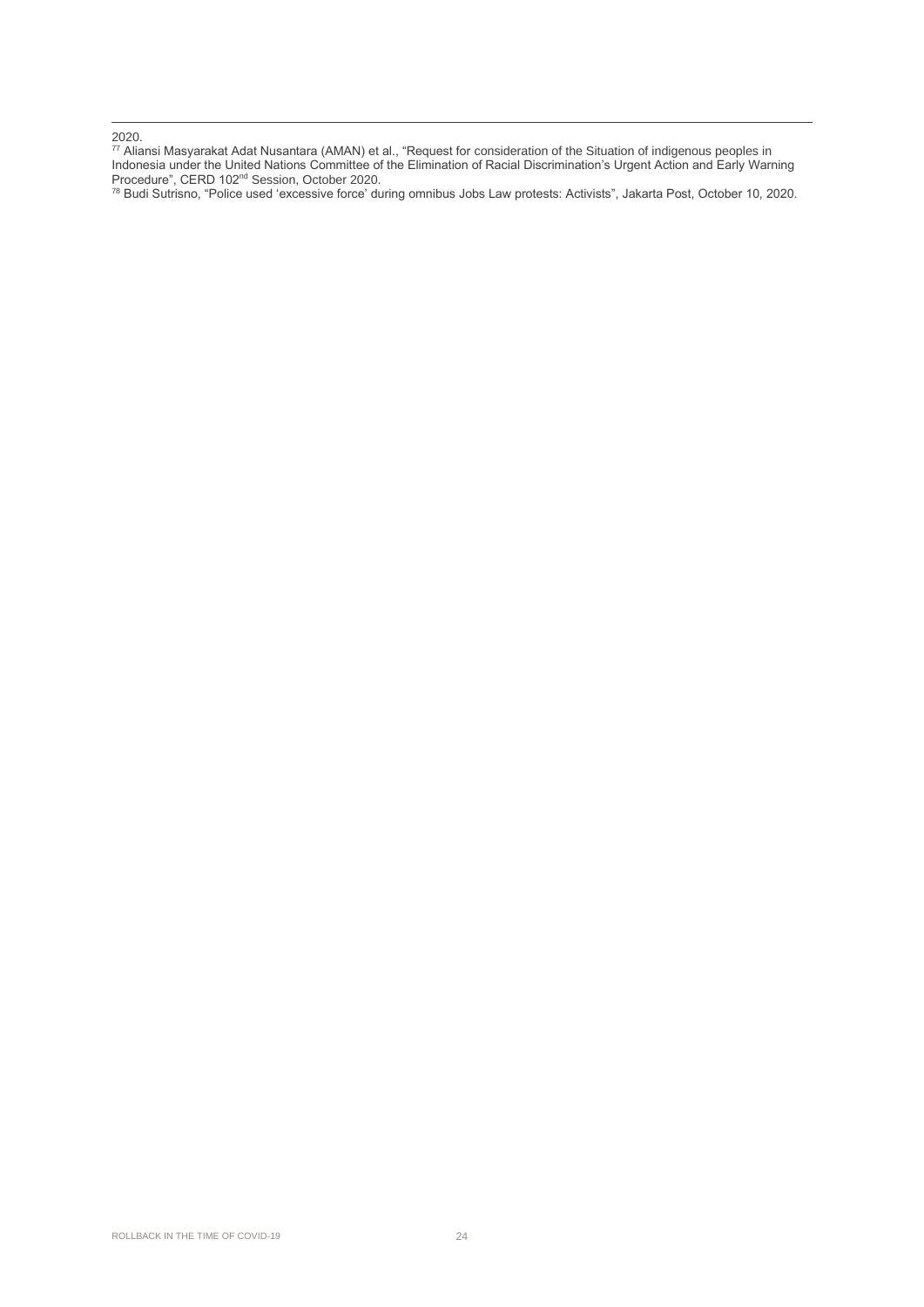2020.

[77] Aliansi Masyarakat Adat Nusantara (AMAN) et al., "Request for consideration of the Situation of indigenous peoples in Indonesia under the United Nations Committee of the Elimination of Racial Discrimination's Urgent Action and Early Warning Procedure", CERD 102nd Session, October 2020.

[78] Budi Sutrisno, "Police used 'excessive force' during omnibus Jobs Law protests: Activists", Jakarta Post, October 10, 2020.